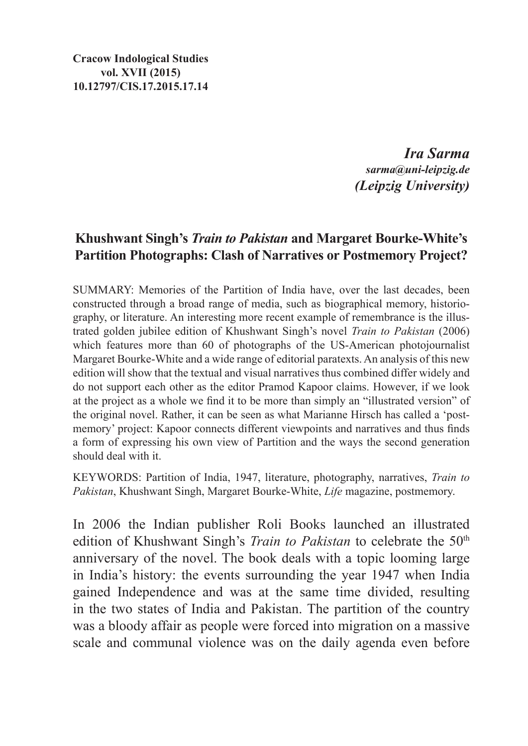**Cracow Indological Studies**
**vol. XVII (2015)**
**10.12797/CIS.17.2015.17.14**

***Ira Sarma***
***sarma@uni-leipzig.de***
***(Leipzig University)***

## Khushwant Singh's *Train to Pakistan* and Margaret Bourke-White's Partition Photographs: Clash of Narratives or Postmemory Project?

SUMMARY: Memories of the Partition of India have, over the last decades, been constructed through a broad range of media, such as biographical memory, historiography, or literature. An interesting more recent example of remembrance is the illustrated golden jubilee edition of Khushwant Singh's novel *Train to Pakistan* (2006) which features more than 60 of photographs of the US-American photojournalist Margaret Bourke-White and a wide range of editorial paratexts. An analysis of this new edition will show that the textual and visual narratives thus combined differ widely and do not support each other as the editor Pramod Kapoor claims. However, if we look at the project as a whole we find it to be more than simply an "illustrated version" of the original novel. Rather, it can be seen as what Marianne Hirsch has called a 'postmemory' project: Kapoor connects different viewpoints and narratives and thus finds a form of expressing his own view of Partition and the ways the second generation should deal with it.

KEYWORDS: Partition of India, 1947, literature, photography, narratives, *Train to Pakistan*, Khushwant Singh, Margaret Bourke-White, *Life* magazine, postmemory.

In 2006 the Indian publisher Roli Books launched an illustrated edition of Khushwant Singh's *Train to Pakistan* to celebrate the 50th anniversary of the novel. The book deals with a topic looming large in India's history: the events surrounding the year 1947 when India gained Independence and was at the same time divided, resulting in the two states of India and Pakistan. The partition of the country was a bloody affair as people were forced into migration on a massive scale and communal violence was on the daily agenda even before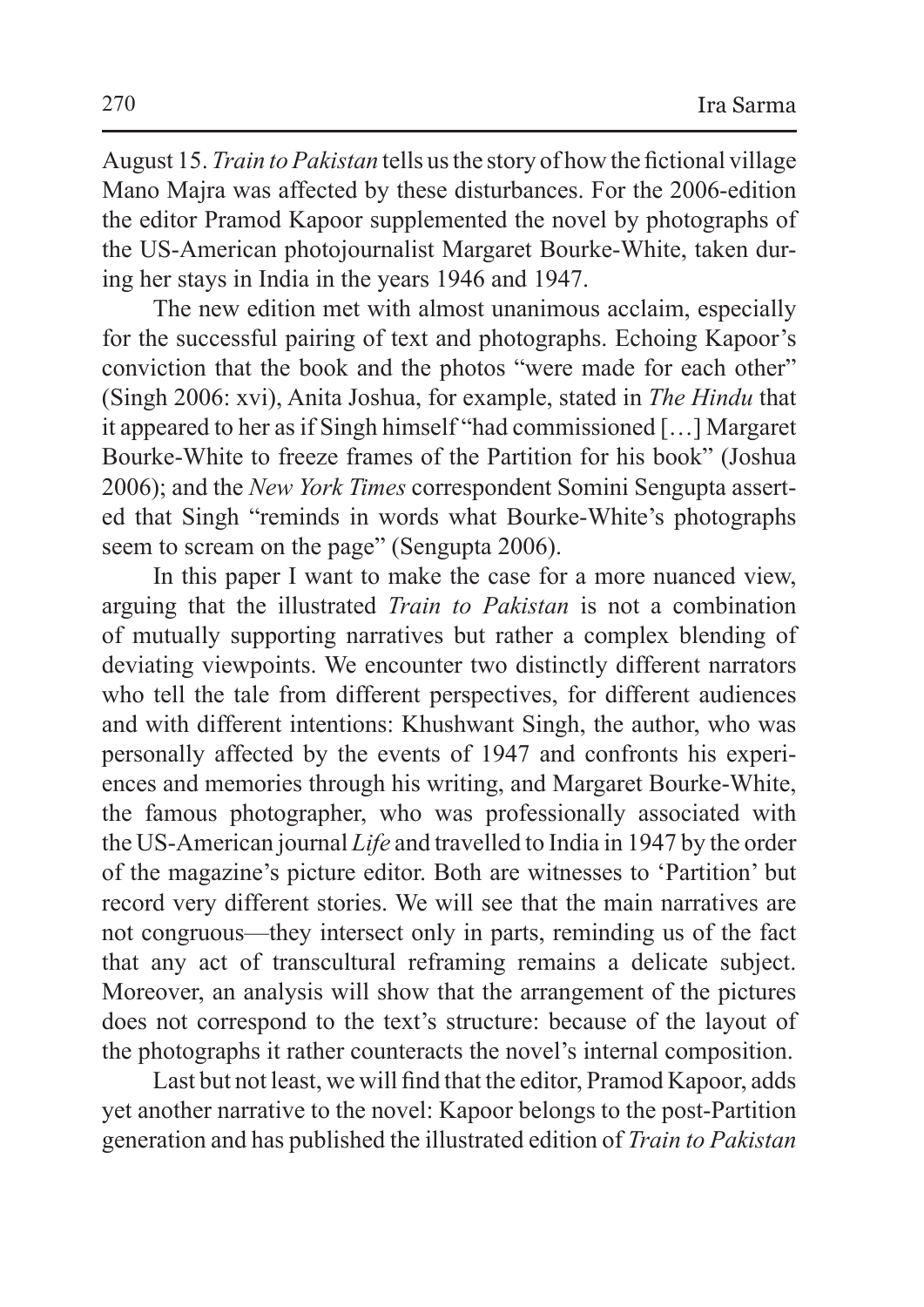August 15. *Train to Pakistan* tells us the story of how the fictional village Mano Majra was affected by these disturbances. For the 2006-edition the editor Pramod Kapoor supplemented the novel by photographs of the US-American photojournalist Margaret Bourke-White, taken during her stays in India in the years 1946 and 1947.

The new edition met with almost unanimous acclaim, especially for the successful pairing of text and photographs. Echoing Kapoor's conviction that the book and the photos "were made for each other" (Singh 2006: xvi), Anita Joshua, for example, stated in *The Hindu* that it appeared to her as if Singh himself "had commissioned […] Margaret Bourke-White to freeze frames of the Partition for his book" (Joshua 2006); and the *New York Times* correspondent Somini Sengupta asserted that Singh "reminds in words what Bourke-White's photographs seem to scream on the page" (Sengupta 2006).

In this paper I want to make the case for a more nuanced view, arguing that the illustrated *Train to Pakistan* is not a combination of mutually supporting narratives but rather a complex blending of deviating viewpoints. We encounter two distinctly different narrators who tell the tale from different perspectives, for different audiences and with different intentions: Khushwant Singh, the author, who was personally affected by the events of 1947 and confronts his experiences and memories through his writing, and Margaret Bourke-White, the famous photographer, who was professionally associated with the US-American journal *Life* and travelled to India in 1947 by the order of the magazine's picture editor. Both are witnesses to 'Partition' but record very different stories. We will see that the main narratives are not congruous—they intersect only in parts, reminding us of the fact that any act of transcultural reframing remains a delicate subject. Moreover, an analysis will show that the arrangement of the pictures does not correspond to the text's structure: because of the layout of the photographs it rather counteracts the novel's internal composition.

Last but not least, we will find that the editor, Pramod Kapoor, adds yet another narrative to the novel: Kapoor belongs to the post-Partition generation and has published the illustrated edition of *Train to Pakistan*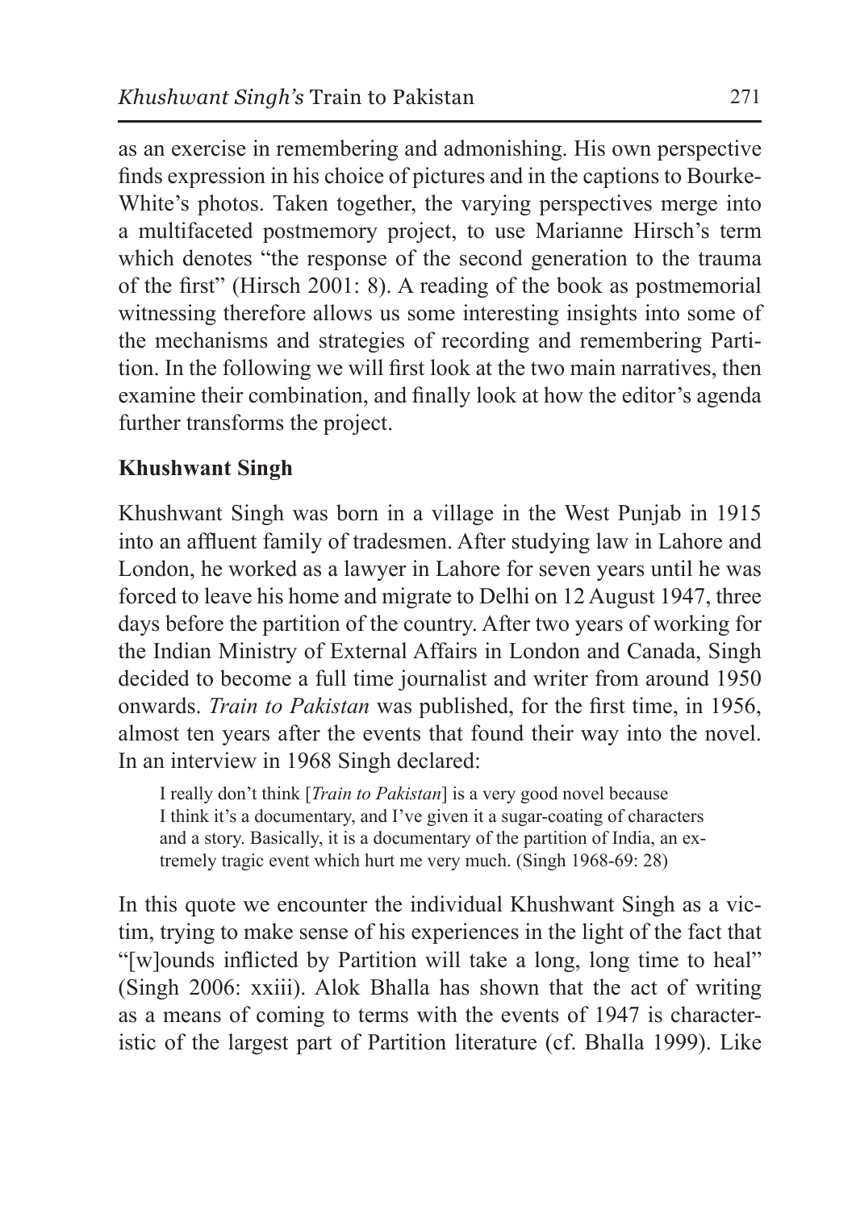as an exercise in remembering and admonishing. His own perspective finds expression in his choice of pictures and in the captions to Bourke-White's photos. Taken together, the varying perspectives merge into a multifaceted postmemory project, to use Marianne Hirsch's term which denotes "the response of the second generation to the trauma of the first" (Hirsch 2001: 8). A reading of the book as postmemorial witnessing therefore allows us some interesting insights into some of the mechanisms and strategies of recording and remembering Partition. In the following we will first look at the two main narratives, then examine their combination, and finally look at how the editor's agenda further transforms the project.

## Khushwant Singh

Khushwant Singh was born in a village in the West Punjab in 1915 into an affluent family of tradesmen. After studying law in Lahore and London, he worked as a lawyer in Lahore for seven years until he was forced to leave his home and migrate to Delhi on 12 August 1947, three days before the partition of the country. After two years of working for the Indian Ministry of External Affairs in London and Canada, Singh decided to become a full time journalist and writer from around 1950 onwards. *Train to Pakistan* was published, for the first time, in 1956, almost ten years after the events that found their way into the novel. In an interview in 1968 Singh declared:

> I really don't think [*Train to Pakistan*] is a very good novel because I think it's a documentary, and I've given it a sugar-coating of characters and a story. Basically, it is a documentary of the partition of India, an extremely tragic event which hurt me very much. (Singh 1968-69: 28)

In this quote we encounter the individual Khushwant Singh as a victim, trying to make sense of his experiences in the light of the fact that "[w]ounds inflicted by Partition will take a long, long time to heal" (Singh 2006: xxiii). Alok Bhalla has shown that the act of writing as a means of coming to terms with the events of 1947 is characteristic of the largest part of Partition literature (cf. Bhalla 1999). Like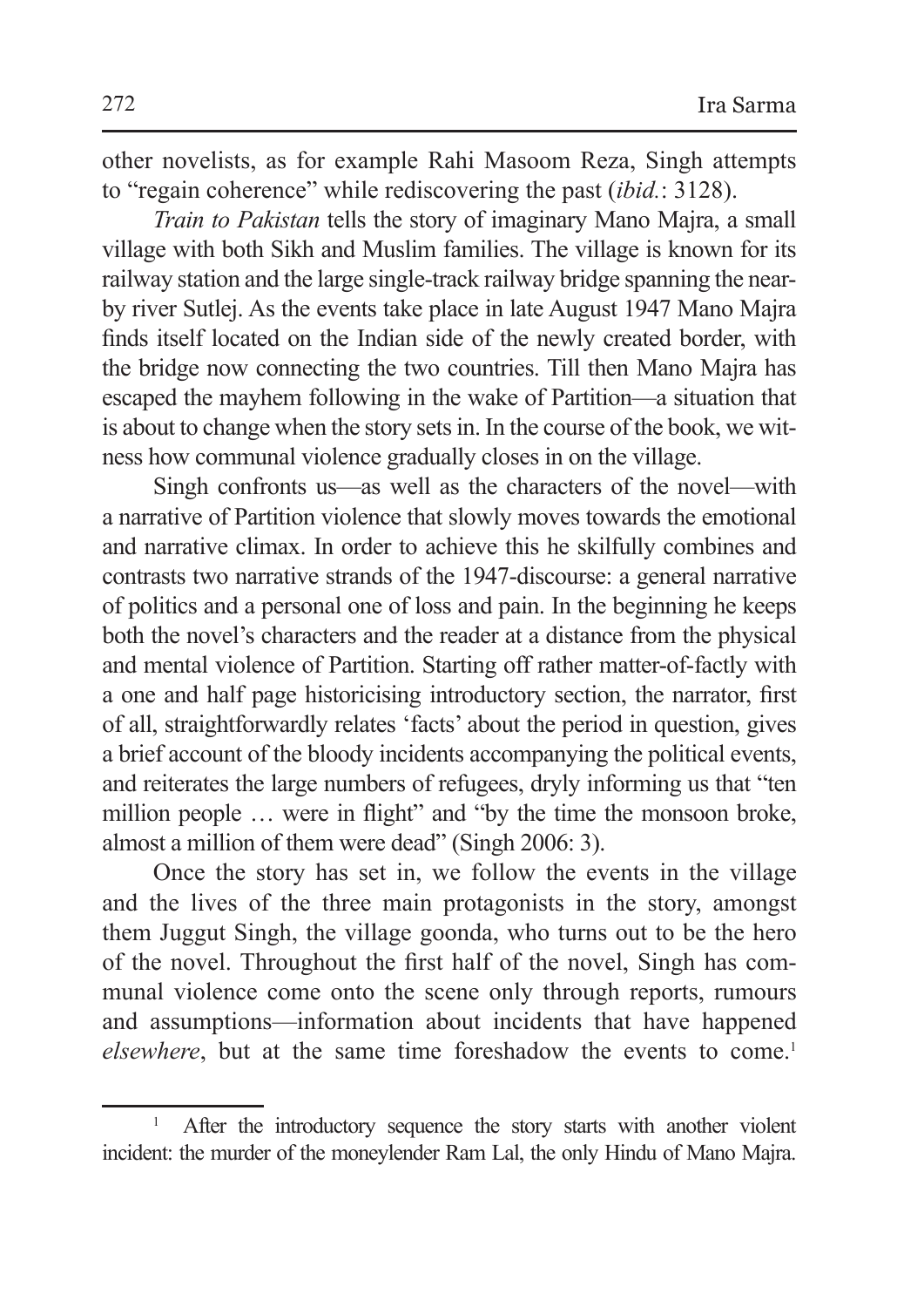other novelists, as for example Rahi Masoom Reza, Singh attempts to "regain coherence" while rediscovering the past (*ibid.*: 3128).

*Train to Pakistan* tells the story of imaginary Mano Majra, a small village with both Sikh and Muslim families. The village is known for its railway station and the large single-track railway bridge spanning the nearby river Sutlej. As the events take place in late August 1947 Mano Majra finds itself located on the Indian side of the newly created border, with the bridge now connecting the two countries. Till then Mano Majra has escaped the mayhem following in the wake of Partition—a situation that is about to change when the story sets in. In the course of the book, we witness how communal violence gradually closes in on the village.

Singh confronts us—as well as the characters of the novel—with a narrative of Partition violence that slowly moves towards the emotional and narrative climax. In order to achieve this he skilfully combines and contrasts two narrative strands of the 1947-discourse: a general narrative of politics and a personal one of loss and pain. In the beginning he keeps both the novel's characters and the reader at a distance from the physical and mental violence of Partition. Starting off rather matter-of-factly with a one and half page historicising introductory section, the narrator, first of all, straightforwardly relates 'facts' about the period in question, gives a brief account of the bloody incidents accompanying the political events, and reiterates the large numbers of refugees, dryly informing us that "ten million people … were in flight" and "by the time the monsoon broke, almost a million of them were dead" (Singh 2006: 3).

Once the story has set in, we follow the events in the village and the lives of the three main protagonists in the story, amongst them Juggut Singh, the village goonda, who turns out to be the hero of the novel. Throughout the first half of the novel, Singh has communal violence come onto the scene only through reports, rumours and assumptions—information about incidents that have happened *elsewhere*, but at the same time foreshadow the events to come.[1]

[1] After the introductory sequence the story starts with another violent incident: the murder of the moneylender Ram Lal, the only Hindu of Mano Majra.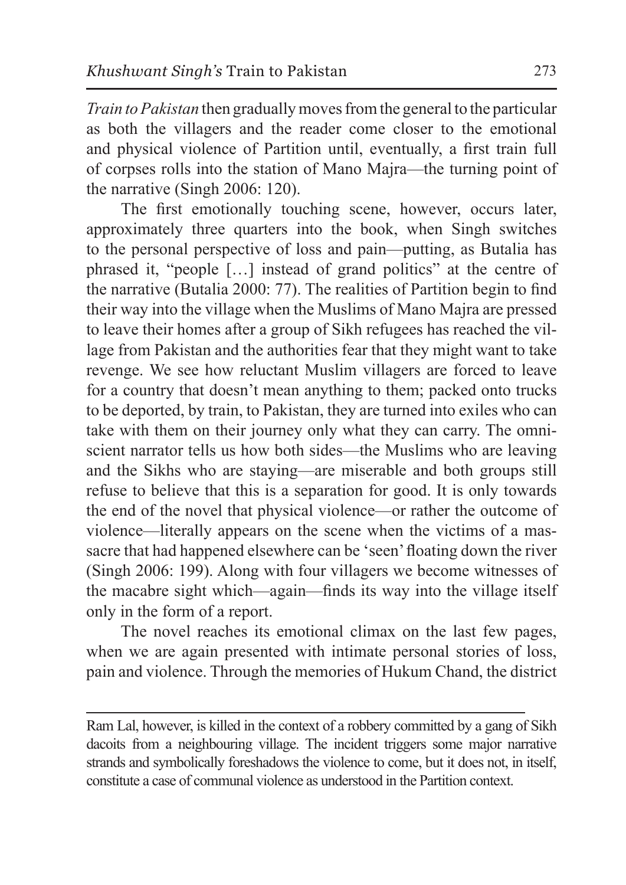*Train to Pakistan* then gradually moves from the general to the particular as both the villagers and the reader come closer to the emotional and physical violence of Partition until, eventually, a first train full of corpses rolls into the station of Mano Majra—the turning point of the narrative (Singh 2006: 120).

The first emotionally touching scene, however, occurs later, approximately three quarters into the book, when Singh switches to the personal perspective of loss and pain—putting, as Butalia has phrased it, "people […] instead of grand politics" at the centre of the narrative (Butalia 2000: 77). The realities of Partition begin to find their way into the village when the Muslims of Mano Majra are pressed to leave their homes after a group of Sikh refugees has reached the village from Pakistan and the authorities fear that they might want to take revenge. We see how reluctant Muslim villagers are forced to leave for a country that doesn't mean anything to them; packed onto trucks to be deported, by train, to Pakistan, they are turned into exiles who can take with them on their journey only what they can carry. The omniscient narrator tells us how both sides—the Muslims who are leaving and the Sikhs who are staying—are miserable and both groups still refuse to believe that this is a separation for good. It is only towards the end of the novel that physical violence—or rather the outcome of violence—literally appears on the scene when the victims of a massacre that had happened elsewhere can be 'seen' floating down the river (Singh 2006: 199). Along with four villagers we become witnesses of the macabre sight which—again—finds its way into the village itself only in the form of a report.

The novel reaches its emotional climax on the last few pages, when we are again presented with intimate personal stories of loss, pain and violence. Through the memories of Hukum Chand, the district

---

Ram Lal, however, is killed in the context of a robbery committed by a gang of Sikh dacoits from a neighbouring village. The incident triggers some major narrative strands and symbolically foreshadows the violence to come, but it does not, in itself, constitute a case of communal violence as understood in the Partition context.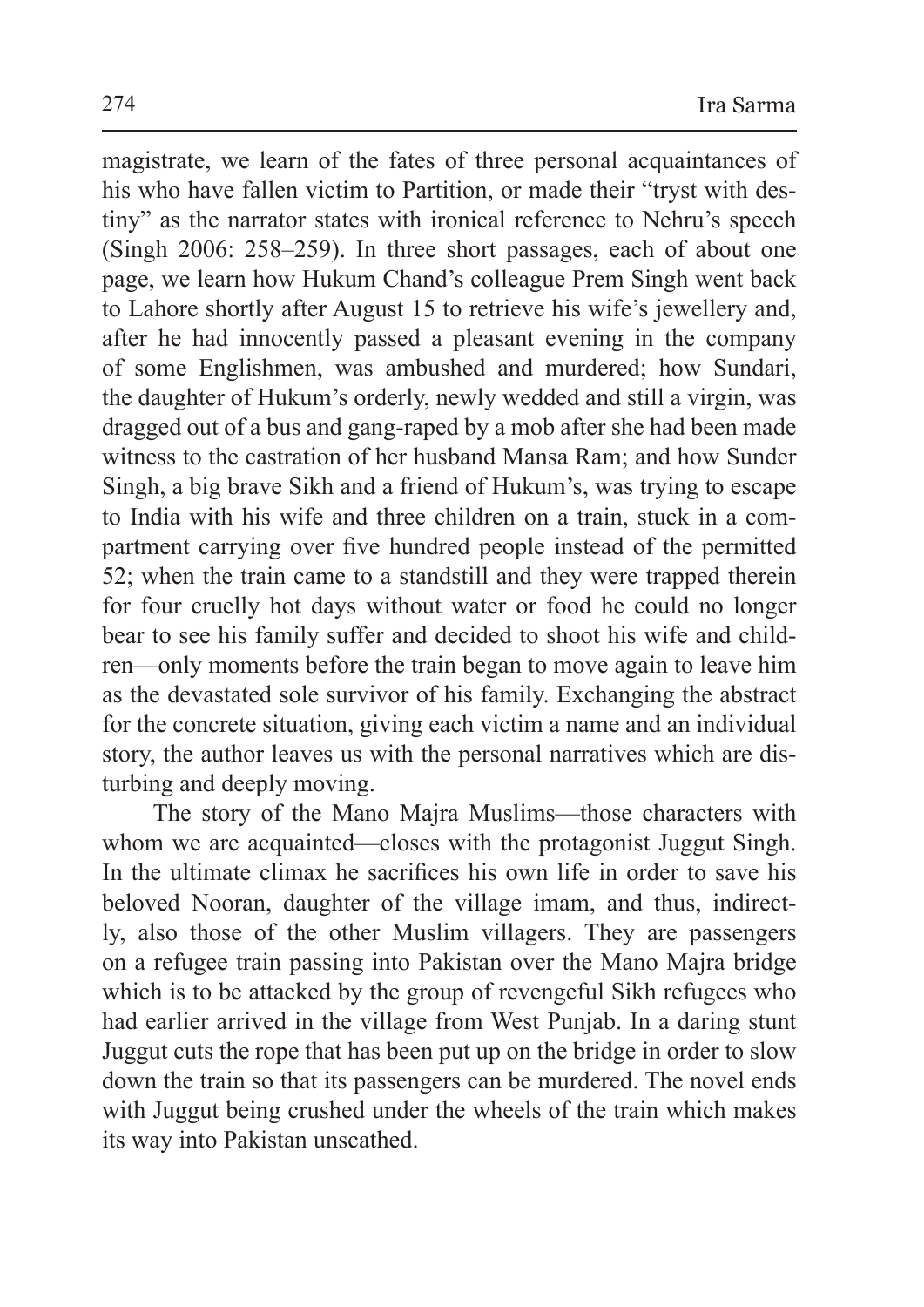magistrate, we learn of the fates of three personal acquaintances of his who have fallen victim to Partition, or made their "tryst with destiny" as the narrator states with ironical reference to Nehru's speech (Singh 2006: 258–259). In three short passages, each of about one page, we learn how Hukum Chand's colleague Prem Singh went back to Lahore shortly after August 15 to retrieve his wife's jewellery and, after he had innocently passed a pleasant evening in the company of some Englishmen, was ambushed and murdered; how Sundari, the daughter of Hukum's orderly, newly wedded and still a virgin, was dragged out of a bus and gang-raped by a mob after she had been made witness to the castration of her husband Mansa Ram; and how Sunder Singh, a big brave Sikh and a friend of Hukum's, was trying to escape to India with his wife and three children on a train, stuck in a compartment carrying over five hundred people instead of the permitted 52; when the train came to a standstill and they were trapped therein for four cruelly hot days without water or food he could no longer bear to see his family suffer and decided to shoot his wife and children—only moments before the train began to move again to leave him as the devastated sole survivor of his family. Exchanging the abstract for the concrete situation, giving each victim a name and an individual story, the author leaves us with the personal narratives which are disturbing and deeply moving.

The story of the Mano Majra Muslims—those characters with whom we are acquainted—closes with the protagonist Juggut Singh. In the ultimate climax he sacrifices his own life in order to save his beloved Nooran, daughter of the village imam, and thus, indirectly, also those of the other Muslim villagers. They are passengers on a refugee train passing into Pakistan over the Mano Majra bridge which is to be attacked by the group of revengeful Sikh refugees who had earlier arrived in the village from West Punjab. In a daring stunt Juggut cuts the rope that has been put up on the bridge in order to slow down the train so that its passengers can be murdered. The novel ends with Juggut being crushed under the wheels of the train which makes its way into Pakistan unscathed.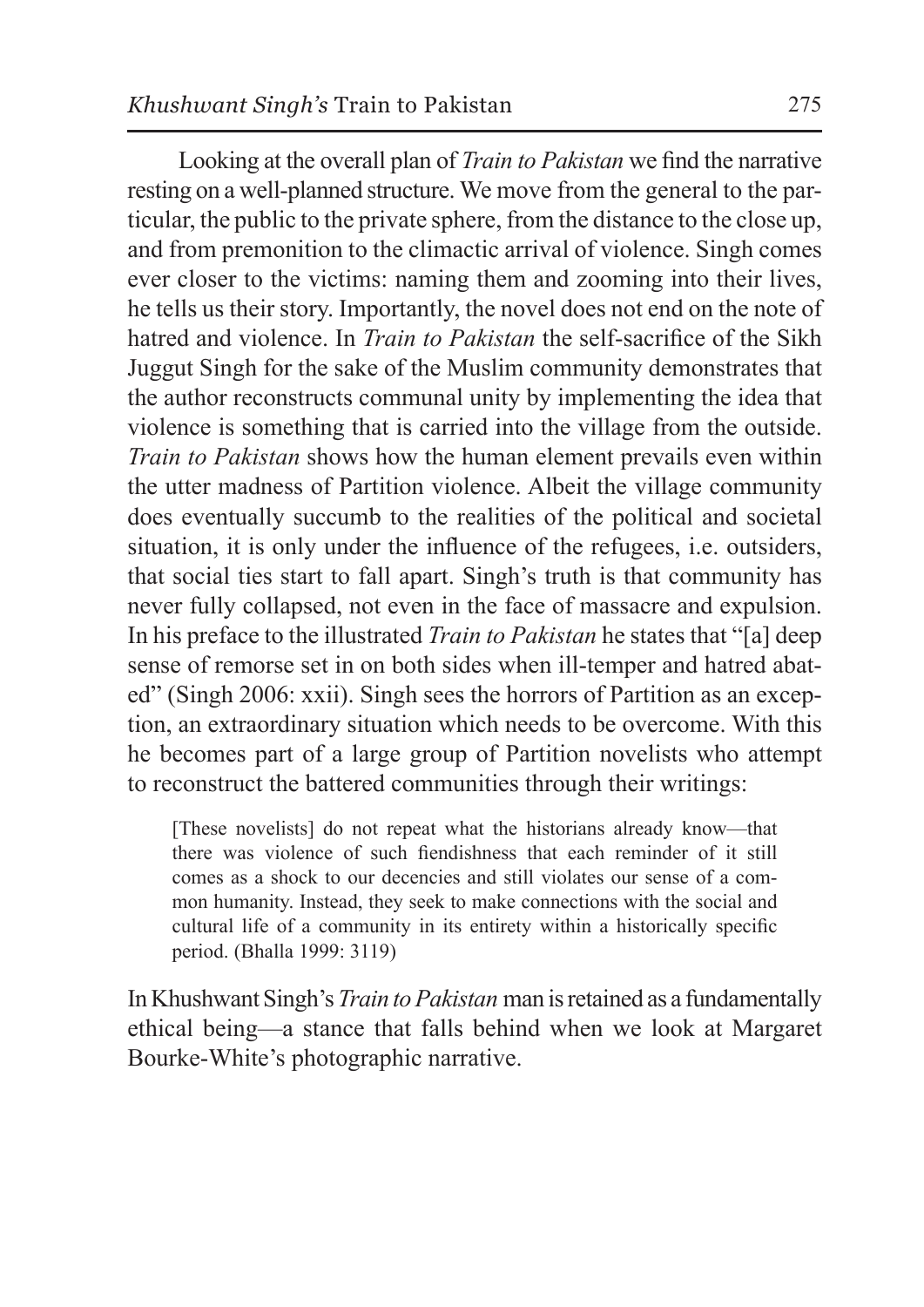Looking at the overall plan of *Train to Pakistan* we find the narrative resting on a well-planned structure. We move from the general to the particular, the public to the private sphere, from the distance to the close up, and from premonition to the climactic arrival of violence. Singh comes ever closer to the victims: naming them and zooming into their lives, he tells us their story. Importantly, the novel does not end on the note of hatred and violence. In *Train to Pakistan* the self-sacrifice of the Sikh Juggut Singh for the sake of the Muslim community demonstrates that the author reconstructs communal unity by implementing the idea that violence is something that is carried into the village from the outside. *Train to Pakistan* shows how the human element prevails even within the utter madness of Partition violence. Albeit the village community does eventually succumb to the realities of the political and societal situation, it is only under the influence of the refugees, i.e. outsiders, that social ties start to fall apart. Singh's truth is that community has never fully collapsed, not even in the face of massacre and expulsion. In his preface to the illustrated *Train to Pakistan* he states that "[a] deep sense of remorse set in on both sides when ill-temper and hatred abated" (Singh 2006: xxii). Singh sees the horrors of Partition as an exception, an extraordinary situation which needs to be overcome. With this he becomes part of a large group of Partition novelists who attempt to reconstruct the battered communities through their writings:

> [These novelists] do not repeat what the historians already know—that there was violence of such fiendishness that each reminder of it still comes as a shock to our decencies and still violates our sense of a common humanity. Instead, they seek to make connections with the social and cultural life of a community in its entirety within a historically specific period. (Bhalla 1999: 3119)

In Khushwant Singh's *Train to Pakistan* man is retained as a fundamentally ethical being—a stance that falls behind when we look at Margaret Bourke-White's photographic narrative.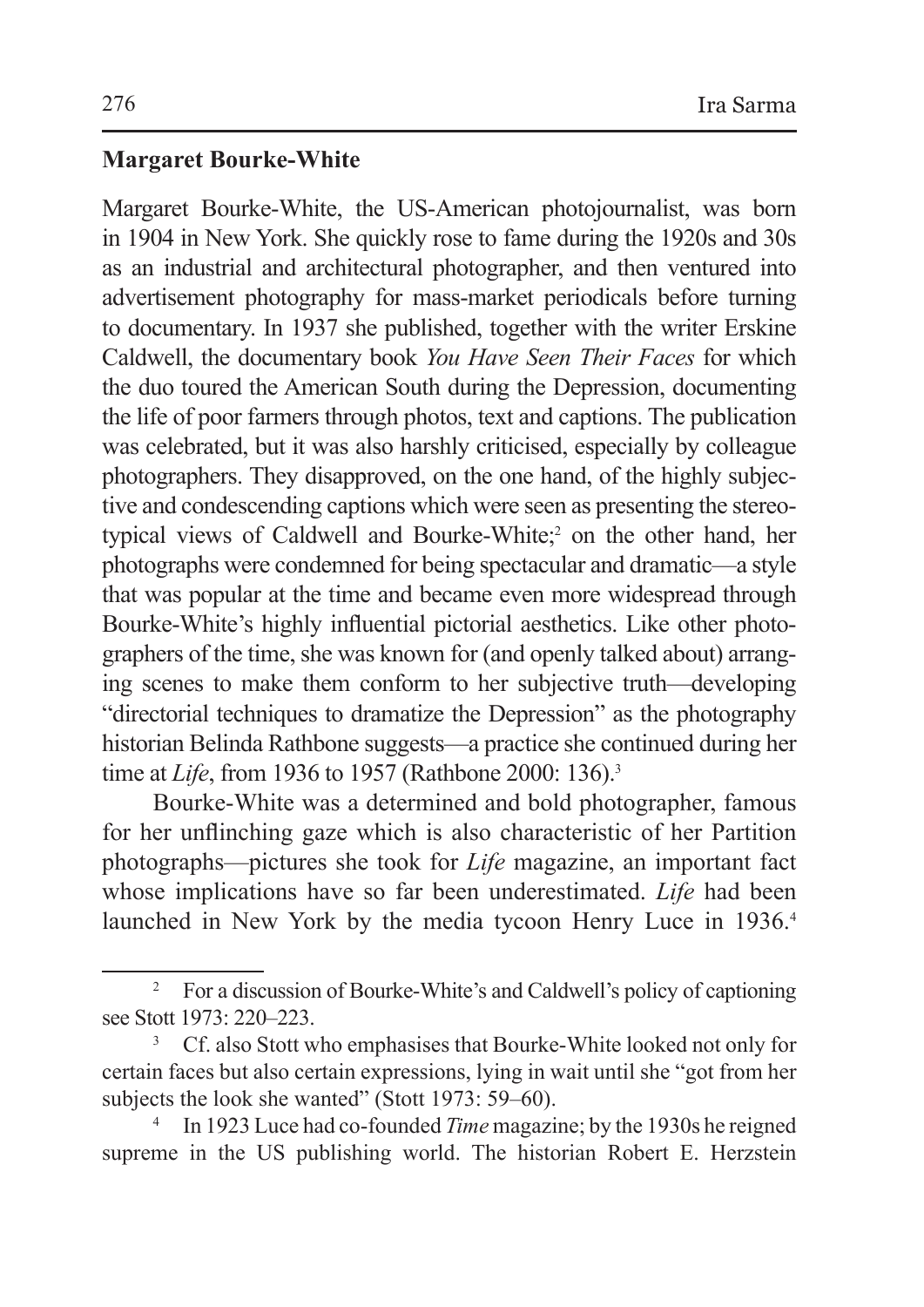## Margaret Bourke-White

Margaret Bourke-White, the US-American photojournalist, was born in 1904 in New York. She quickly rose to fame during the 1920s and 30s as an industrial and architectural photographer, and then ventured into advertisement photography for mass-market periodicals before turning to documentary. In 1937 she published, together with the writer Erskine Caldwell, the documentary book *You Have Seen Their Faces* for which the duo toured the American South during the Depression, documenting the life of poor farmers through photos, text and captions. The publication was celebrated, but it was also harshly criticised, especially by colleague photographers. They disapproved, on the one hand, of the highly subjective and condescending captions which were seen as presenting the stereotypical views of Caldwell and Bourke-White;[2] on the other hand, her photographs were condemned for being spectacular and dramatic—a style that was popular at the time and became even more widespread through Bourke-White's highly influential pictorial aesthetics. Like other photographers of the time, she was known for (and openly talked about) arranging scenes to make them conform to her subjective truth—developing "directorial techniques to dramatize the Depression" as the photography historian Belinda Rathbone suggests—a practice she continued during her time at *Life*, from 1936 to 1957 (Rathbone 2000: 136).[3]

Bourke-White was a determined and bold photographer, famous for her unflinching gaze which is also characteristic of her Partition photographs—pictures she took for *Life* magazine, an important fact whose implications have so far been underestimated. *Life* had been launched in New York by the media tycoon Henry Luce in 1936.[4]

---

[2] For a discussion of Bourke-White's and Caldwell's policy of captioning see Stott 1973: 220–223.

[3] Cf. also Stott who emphasises that Bourke-White looked not only for certain faces but also certain expressions, lying in wait until she "got from her subjects the look she wanted" (Stott 1973: 59–60).

[4] In 1923 Luce had co-founded *Time* magazine; by the 1930s he reigned supreme in the US publishing world. The historian Robert E. Herzstein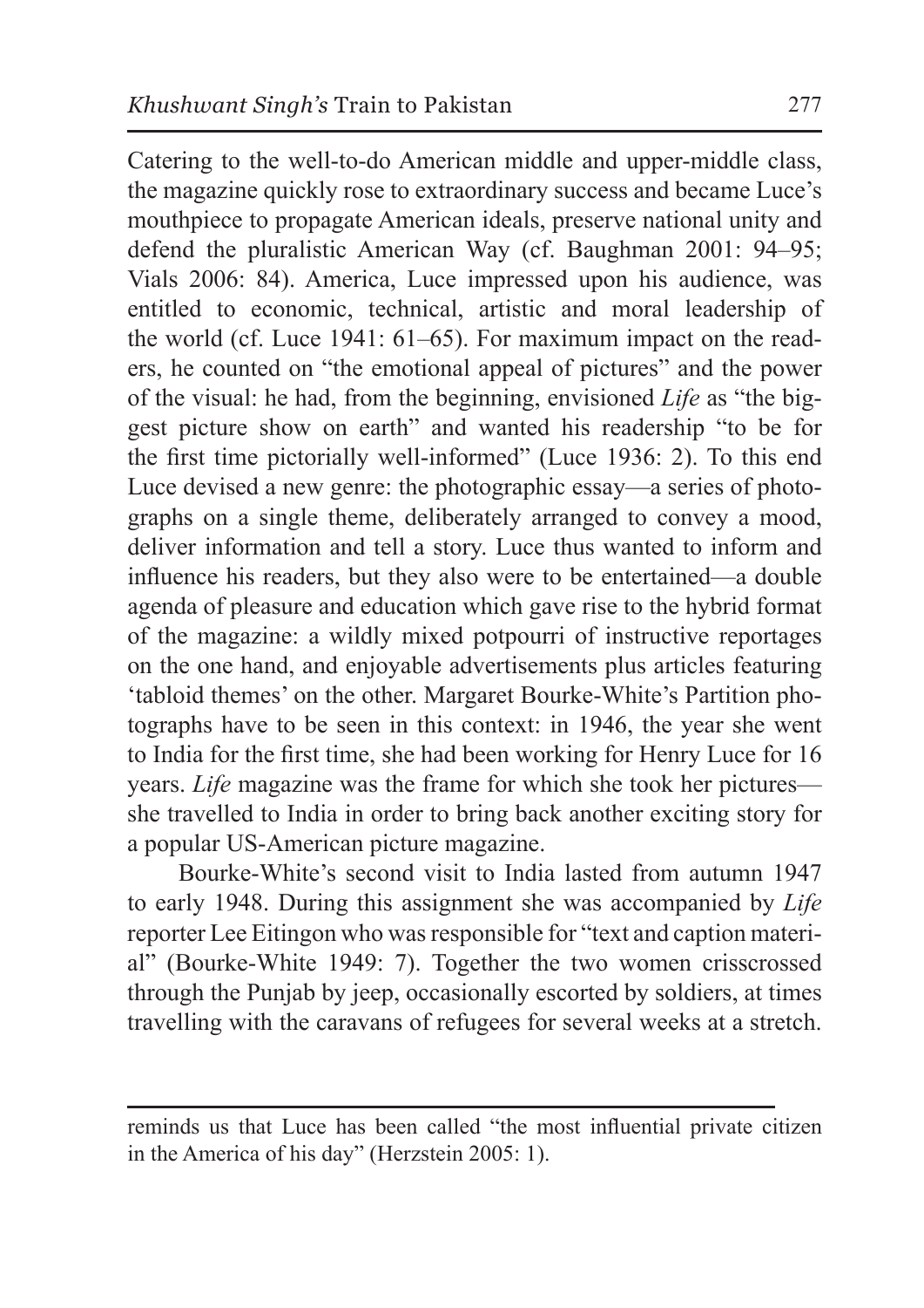Catering to the well-to-do American middle and upper-middle class, the magazine quickly rose to extraordinary success and became Luce's mouthpiece to propagate American ideals, preserve national unity and defend the pluralistic American Way (cf. Baughman 2001: 94–95; Vials 2006: 84). America, Luce impressed upon his audience, was entitled to economic, technical, artistic and moral leadership of the world (cf. Luce 1941: 61–65). For maximum impact on the readers, he counted on "the emotional appeal of pictures" and the power of the visual: he had, from the beginning, envisioned *Life* as "the biggest picture show on earth" and wanted his readership "to be for the first time pictorially well-informed" (Luce 1936: 2). To this end Luce devised a new genre: the photographic essay—a series of photographs on a single theme, deliberately arranged to convey a mood, deliver information and tell a story. Luce thus wanted to inform and influence his readers, but they also were to be entertained—a double agenda of pleasure and education which gave rise to the hybrid format of the magazine: a wildly mixed potpourri of instructive reportages on the one hand, and enjoyable advertisements plus articles featuring 'tabloid themes' on the other. Margaret Bourke-White's Partition photographs have to be seen in this context: in 1946, the year she went to India for the first time, she had been working for Henry Luce for 16 years. *Life* magazine was the frame for which she took her pictures—she travelled to India in order to bring back another exciting story for a popular US-American picture magazine.

Bourke-White's second visit to India lasted from autumn 1947 to early 1948. During this assignment she was accompanied by *Life* reporter Lee Eitingon who was responsible for "text and caption material" (Bourke-White 1949: 7). Together the two women crisscrossed through the Punjab by jeep, occasionally escorted by soldiers, at times travelling with the caravans of refugees for several weeks at a stretch.

---

reminds us that Luce has been called "the most influential private citizen in the America of his day" (Herzstein 2005: 1).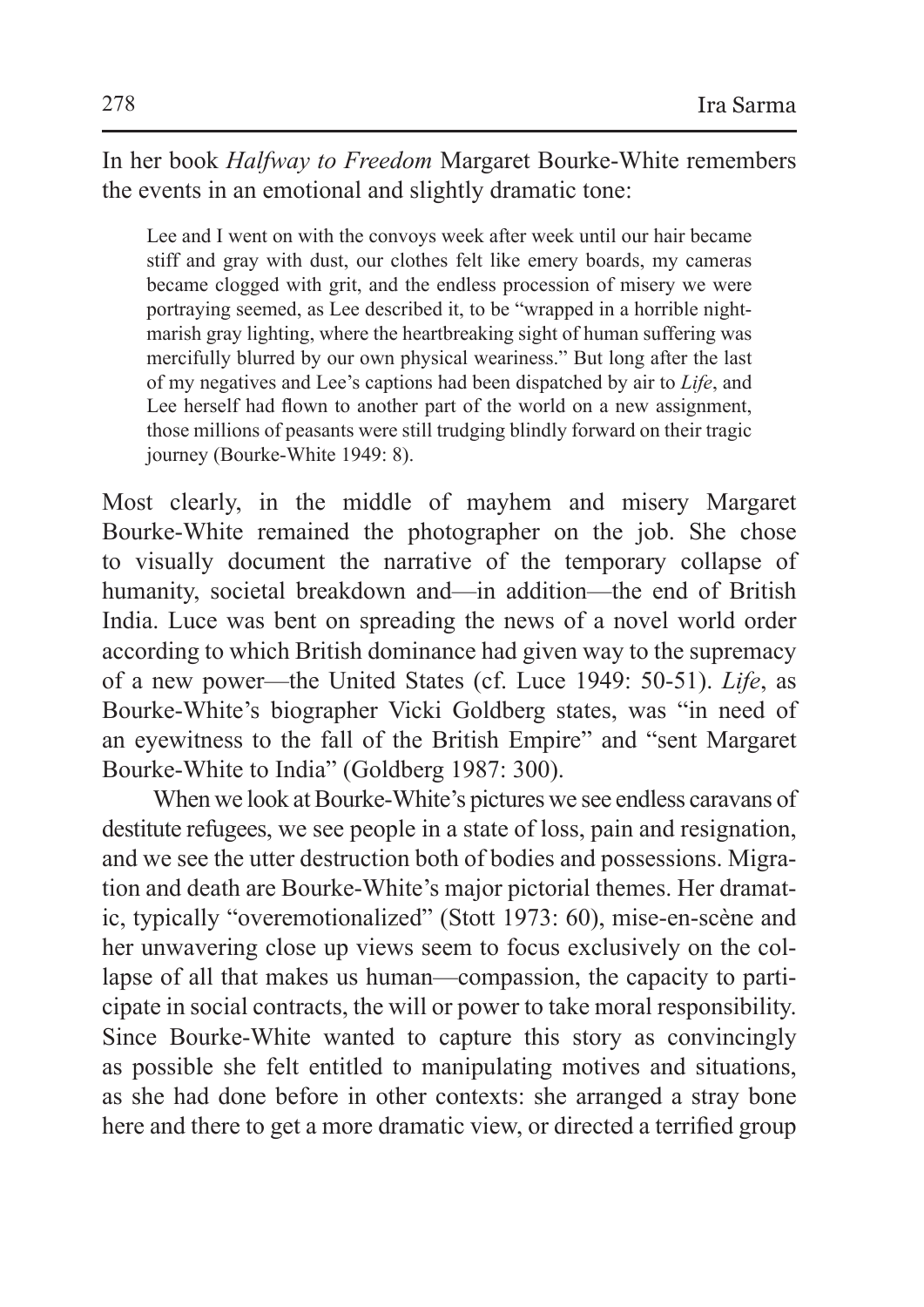In her book *Halfway to Freedom* Margaret Bourke-White remembers the events in an emotional and slightly dramatic tone:

> Lee and I went on with the convoys week after week until our hair became stiff and gray with dust, our clothes felt like emery boards, my cameras became clogged with grit, and the endless procession of misery we were portraying seemed, as Lee described it, to be "wrapped in a horrible nightmarish gray lighting, where the heartbreaking sight of human suffering was mercifully blurred by our own physical weariness." But long after the last of my negatives and Lee's captions had been dispatched by air to *Life*, and Lee herself had flown to another part of the world on a new assignment, those millions of peasants were still trudging blindly forward on their tragic journey (Bourke-White 1949: 8).

Most clearly, in the middle of mayhem and misery Margaret Bourke-White remained the photographer on the job. She chose to visually document the narrative of the temporary collapse of humanity, societal breakdown and—in addition—the end of British India. Luce was bent on spreading the news of a novel world order according to which British dominance had given way to the supremacy of a new power—the United States (cf. Luce 1949: 50-51). *Life*, as Bourke-White's biographer Vicki Goldberg states, was "in need of an eyewitness to the fall of the British Empire" and "sent Margaret Bourke-White to India" (Goldberg 1987: 300).

When we look at Bourke-White's pictures we see endless caravans of destitute refugees, we see people in a state of loss, pain and resignation, and we see the utter destruction both of bodies and possessions. Migration and death are Bourke-White's major pictorial themes. Her dramatic, typically "overemotionalized" (Stott 1973: 60), mise-en-scène and her unwavering close up views seem to focus exclusively on the collapse of all that makes us human—compassion, the capacity to participate in social contracts, the will or power to take moral responsibility. Since Bourke-White wanted to capture this story as convincingly as possible she felt entitled to manipulating motives and situations, as she had done before in other contexts: she arranged a stray bone here and there to get a more dramatic view, or directed a terrified group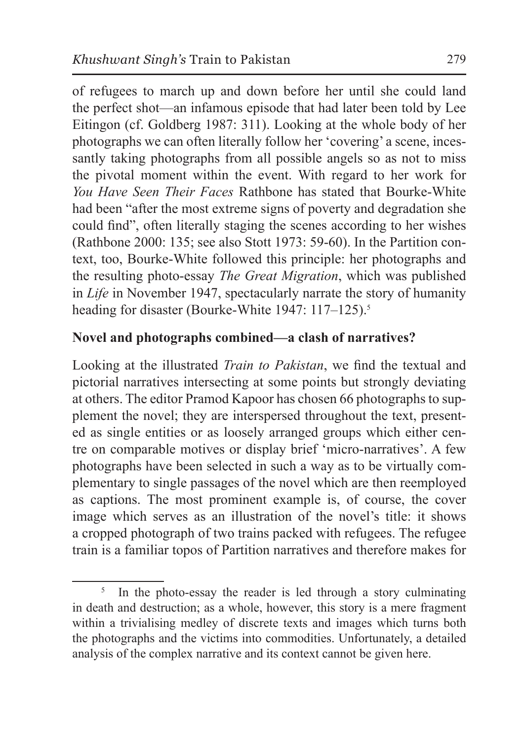of refugees to march up and down before her until she could land the perfect shot—an infamous episode that had later been told by Lee Eitingon (cf. Goldberg 1987: 311). Looking at the whole body of her photographs we can often literally follow her 'covering' a scene, incessantly taking photographs from all possible angels so as not to miss the pivotal moment within the event. With regard to her work for *You Have Seen Their Faces* Rathbone has stated that Bourke-White had been "after the most extreme signs of poverty and degradation she could find", often literally staging the scenes according to her wishes (Rathbone 2000: 135; see also Stott 1973: 59-60). In the Partition context, too, Bourke-White followed this principle: her photographs and the resulting photo-essay *The Great Migration*, which was published in *Life* in November 1947, spectacularly narrate the story of humanity heading for disaster (Bourke-White 1947: 117–125).[5]

## Novel and photographs combined—a clash of narratives?

Looking at the illustrated *Train to Pakistan*, we find the textual and pictorial narratives intersecting at some points but strongly deviating at others. The editor Pramod Kapoor has chosen 66 photographs to supplement the novel; they are interspersed throughout the text, presented as single entities or as loosely arranged groups which either centre on comparable motives or display brief 'micro-narratives'. A few photographs have been selected in such a way as to be virtually complementary to single passages of the novel which are then reemployed as captions. The most prominent example is, of course, the cover image which serves as an illustration of the novel's title: it shows a cropped photograph of two trains packed with refugees. The refugee train is a familiar topos of Partition narratives and therefore makes for

[5] In the photo-essay the reader is led through a story culminating in death and destruction; as a whole, however, this story is a mere fragment within a trivialising medley of discrete texts and images which turns both the photographs and the victims into commodities. Unfortunately, a detailed analysis of the complex narrative and its context cannot be given here.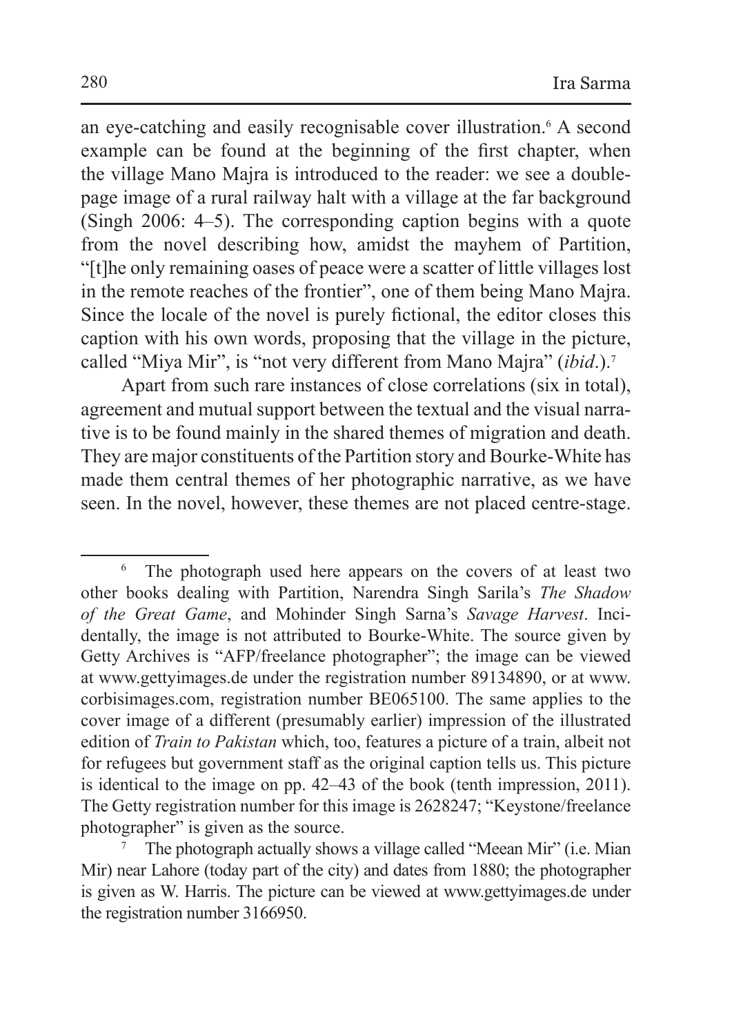an eye-catching and easily recognisable cover illustration.[6] A second example can be found at the beginning of the first chapter, when the village Mano Majra is introduced to the reader: we see a double-page image of a rural railway halt with a village at the far background (Singh 2006: 4–5). The corresponding caption begins with a quote from the novel describing how, amidst the mayhem of Partition, "[t]he only remaining oases of peace were a scatter of little villages lost in the remote reaches of the frontier", one of them being Mano Majra. Since the locale of the novel is purely fictional, the editor closes this caption with his own words, proposing that the village in the picture, called "Miya Mir", is "not very different from Mano Majra" (*ibid*.).[7]

Apart from such rare instances of close correlations (six in total), agreement and mutual support between the textual and the visual narrative is to be found mainly in the shared themes of migration and death. They are major constituents of the Partition story and Bourke-White has made them central themes of her photographic narrative, as we have seen. In the novel, however, these themes are not placed centre-stage.

---

[6] The photograph used here appears on the covers of at least two other books dealing with Partition, Narendra Singh Sarila's *The Shadow of the Great Game*, and Mohinder Singh Sarna's *Savage Harvest*. Incidentally, the image is not attributed to Bourke-White. The source given by Getty Archives is "AFP/freelance photographer"; the image can be viewed at www.gettyimages.de under the registration number 89134890, or at www.corbisimages.com, registration number BE065100. The same applies to the cover image of a different (presumably earlier) impression of the illustrated edition of *Train to Pakistan* which, too, features a picture of a train, albeit not for refugees but government staff as the original caption tells us. This picture is identical to the image on pp. 42–43 of the book (tenth impression, 2011). The Getty registration number for this image is 2628247; "Keystone/freelance photographer" is given as the source.

[7] The photograph actually shows a village called "Meean Mir" (i.e. Mian Mir) near Lahore (today part of the city) and dates from 1880; the photographer is given as W. Harris. The picture can be viewed at www.gettyimages.de under the registration number 3166950.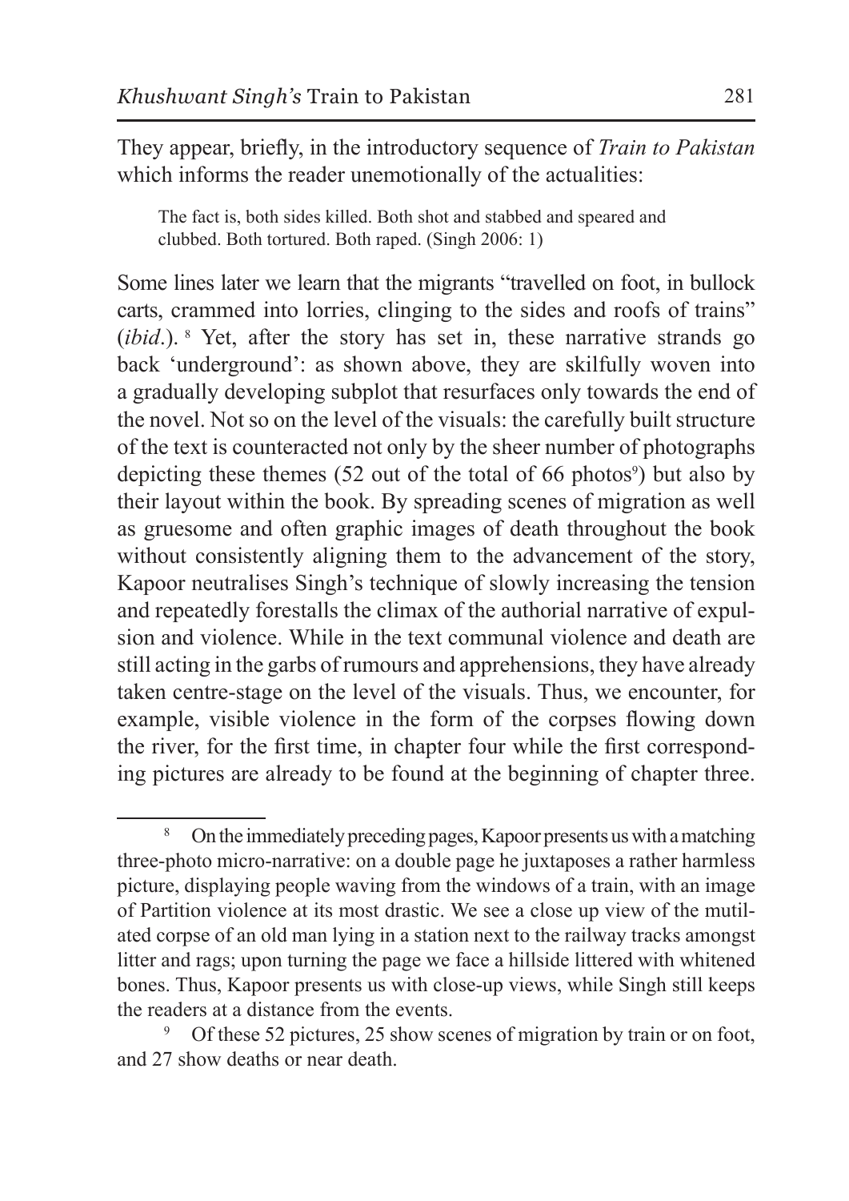They appear, briefly, in the introductory sequence of *Train to Pakistan* which informs the reader unemotionally of the actualities:

> The fact is, both sides killed. Both shot and stabbed and speared and clubbed. Both tortured. Both raped. (Singh 2006: 1)

Some lines later we learn that the migrants "travelled on foot, in bullock carts, crammed into lorries, clinging to the sides and roofs of trains" (*ibid*.).[8] Yet, after the story has set in, these narrative strands go back 'underground': as shown above, they are skilfully woven into a gradually developing subplot that resurfaces only towards the end of the novel. Not so on the level of the visuals: the carefully built structure of the text is counteracted not only by the sheer number of photographs depicting these themes (52 out of the total of 66 photos[9]) but also by their layout within the book. By spreading scenes of migration as well as gruesome and often graphic images of death throughout the book without consistently aligning them to the advancement of the story, Kapoor neutralises Singh's technique of slowly increasing the tension and repeatedly forestalls the climax of the authorial narrative of expulsion and violence. While in the text communal violence and death are still acting in the garbs of rumours and apprehensions, they have already taken centre-stage on the level of the visuals. Thus, we encounter, for example, visible violence in the form of the corpses flowing down the river, for the first time, in chapter four while the first corresponding pictures are already to be found at the beginning of chapter three.

---

[8] On the immediately preceding pages, Kapoor presents us with a matching three-photo micro-narrative: on a double page he juxtaposes a rather harmless picture, displaying people waving from the windows of a train, with an image of Partition violence at its most drastic. We see a close up view of the mutilated corpse of an old man lying in a station next to the railway tracks amongst litter and rags; upon turning the page we face a hillside littered with whitened bones. Thus, Kapoor presents us with close-up views, while Singh still keeps the readers at a distance from the events.

[9] Of these 52 pictures, 25 show scenes of migration by train or on foot, and 27 show deaths or near death.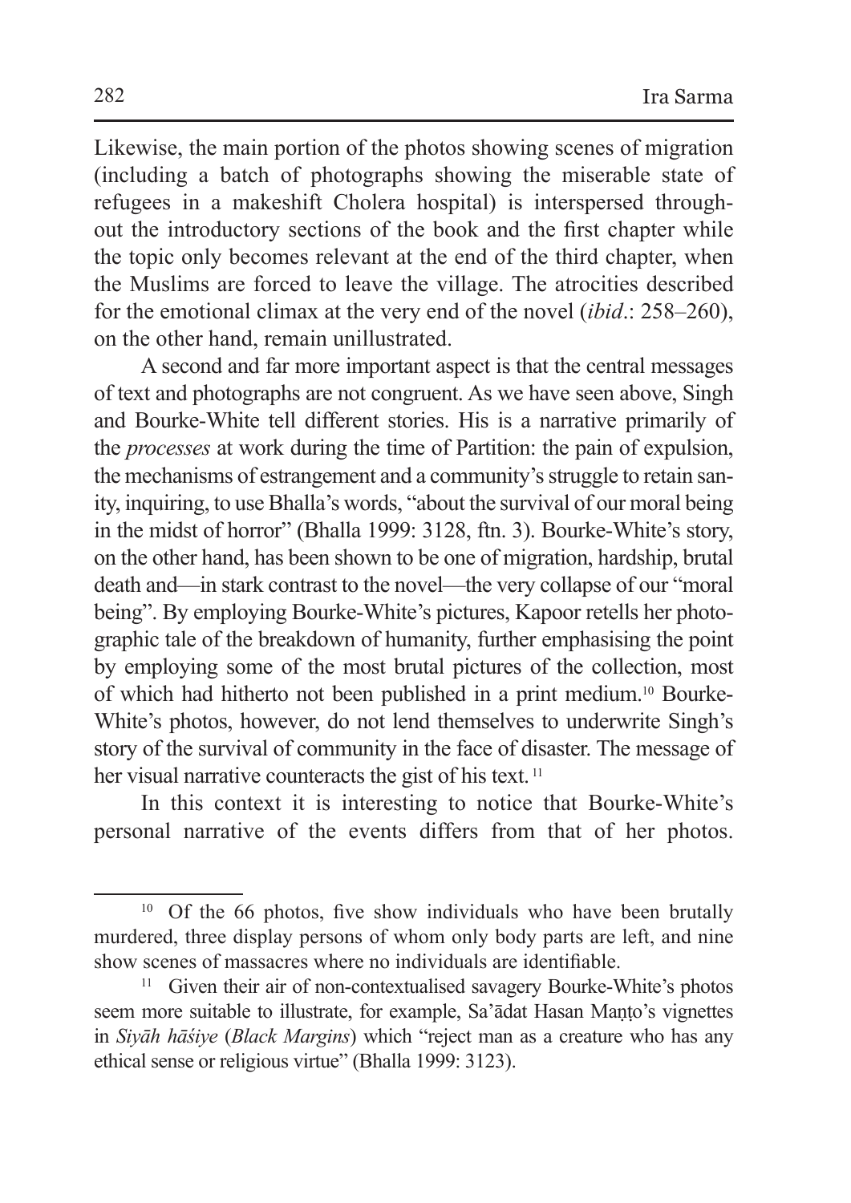Likewise, the main portion of the photos showing scenes of migration (including a batch of photographs showing the miserable state of refugees in a makeshift Cholera hospital) is interspersed throughout the introductory sections of the book and the first chapter while the topic only becomes relevant at the end of the third chapter, when the Muslims are forced to leave the village. The atrocities described for the emotional climax at the very end of the novel (*ibid*.: 258–260), on the other hand, remain unillustrated.

A second and far more important aspect is that the central messages of text and photographs are not congruent. As we have seen above, Singh and Bourke-White tell different stories. His is a narrative primarily of the *processes* at work during the time of Partition: the pain of expulsion, the mechanisms of estrangement and a community's struggle to retain sanity, inquiring, to use Bhalla's words, "about the survival of our moral being in the midst of horror" (Bhalla 1999: 3128, ftn. 3). Bourke-White's story, on the other hand, has been shown to be one of migration, hardship, brutal death and—in stark contrast to the novel—the very collapse of our "moral being". By employing Bourke-White's pictures, Kapoor retells her photographic tale of the breakdown of humanity, further emphasising the point by employing some of the most brutal pictures of the collection, most of which had hitherto not been published in a print medium.[10] Bourke-White's photos, however, do not lend themselves to underwrite Singh's story of the survival of community in the face of disaster. The message of her visual narrative counteracts the gist of his text.[11]

In this context it is interesting to notice that Bourke-White's personal narrative of the events differs from that of her photos.

---

[10] Of the 66 photos, five show individuals who have been brutally murdered, three display persons of whom only body parts are left, and nine show scenes of massacres where no individuals are identifiable.

[11] Given their air of non-contextualised savagery Bourke-White's photos seem more suitable to illustrate, for example, Sa'ādat Hasan Maṇṭo's vignettes in *Siyāh hāśiye* (*Black Margins*) which "reject man as a creature who has any ethical sense or religious virtue" (Bhalla 1999: 3123).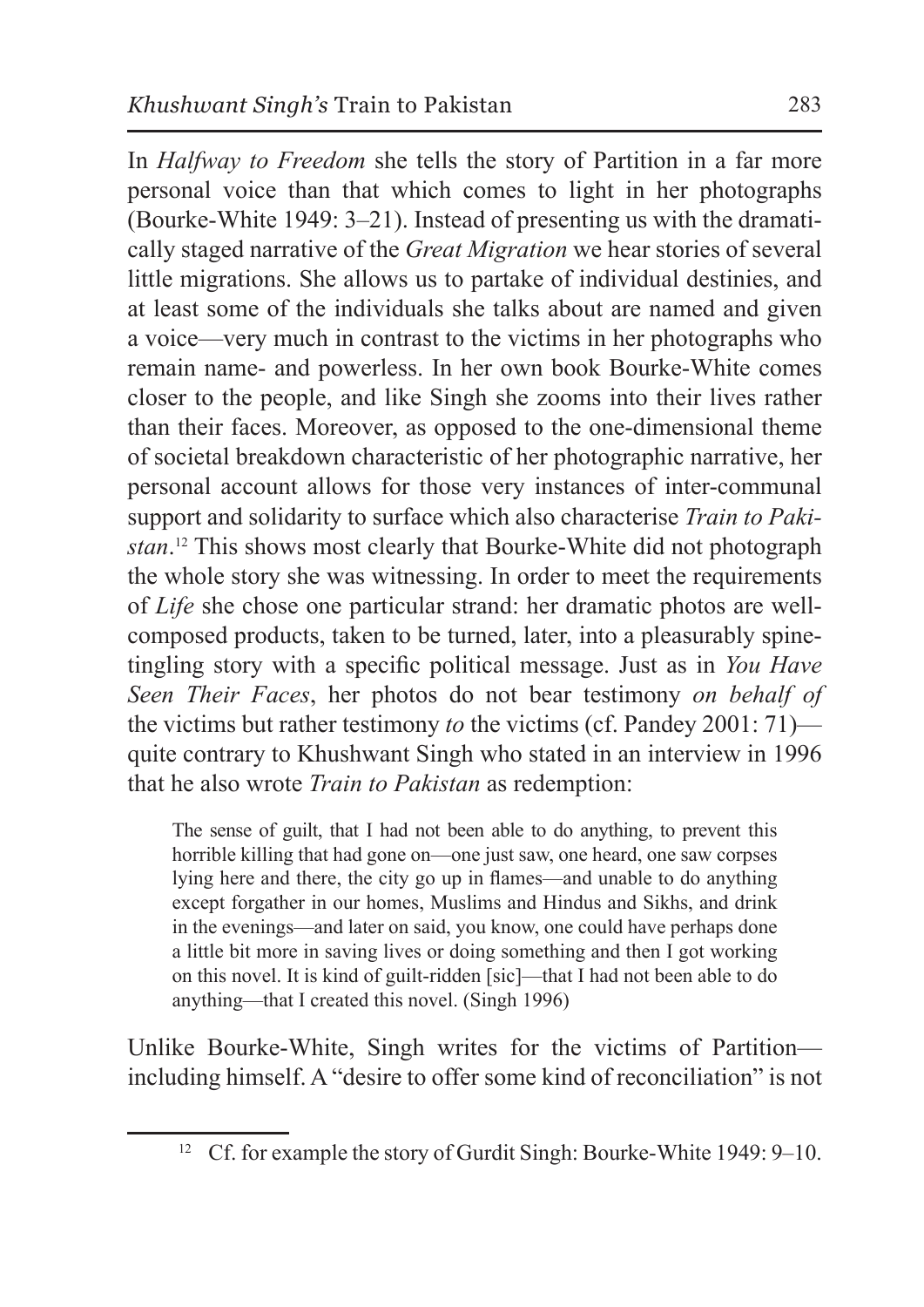In *Halfway to Freedom* she tells the story of Partition in a far more personal voice than that which comes to light in her photographs (Bourke-White 1949: 3–21). Instead of presenting us with the dramatically staged narrative of the *Great Migration* we hear stories of several little migrations. She allows us to partake of individual destinies, and at least some of the individuals she talks about are named and given a voice—very much in contrast to the victims in her photographs who remain name- and powerless. In her own book Bourke-White comes closer to the people, and like Singh she zooms into their lives rather than their faces. Moreover, as opposed to the one-dimensional theme of societal breakdown characteristic of her photographic narrative, her personal account allows for those very instances of inter-communal support and solidarity to surface which also characterise *Train to Pakistan*.[12] This shows most clearly that Bourke-White did not photograph the whole story she was witnessing. In order to meet the requirements of *Life* she chose one particular strand: her dramatic photos are well-composed products, taken to be turned, later, into a pleasurably spine-tingling story with a specific political message. Just as in *You Have Seen Their Faces*, her photos do not bear testimony *on behalf of* the victims but rather testimony *to* the victims (cf. Pandey 2001: 71)—quite contrary to Khushwant Singh who stated in an interview in 1996 that he also wrote *Train to Pakistan* as redemption:

> The sense of guilt, that I had not been able to do anything, to prevent this horrible killing that had gone on—one just saw, one heard, one saw corpses lying here and there, the city go up in flames—and unable to do anything except forgather in our homes, Muslims and Hindus and Sikhs, and drink in the evenings—and later on said, you know, one could have perhaps done a little bit more in saving lives or doing something and then I got working on this novel. It is kind of guilt-ridden [sic]—that I had not been able to do anything—that I created this novel. (Singh 1996)

Unlike Bourke-White, Singh writes for the victims of Partition—including himself. A "desire to offer some kind of reconciliation" is not

[12] Cf. for example the story of Gurdit Singh: Bourke-White 1949: 9–10.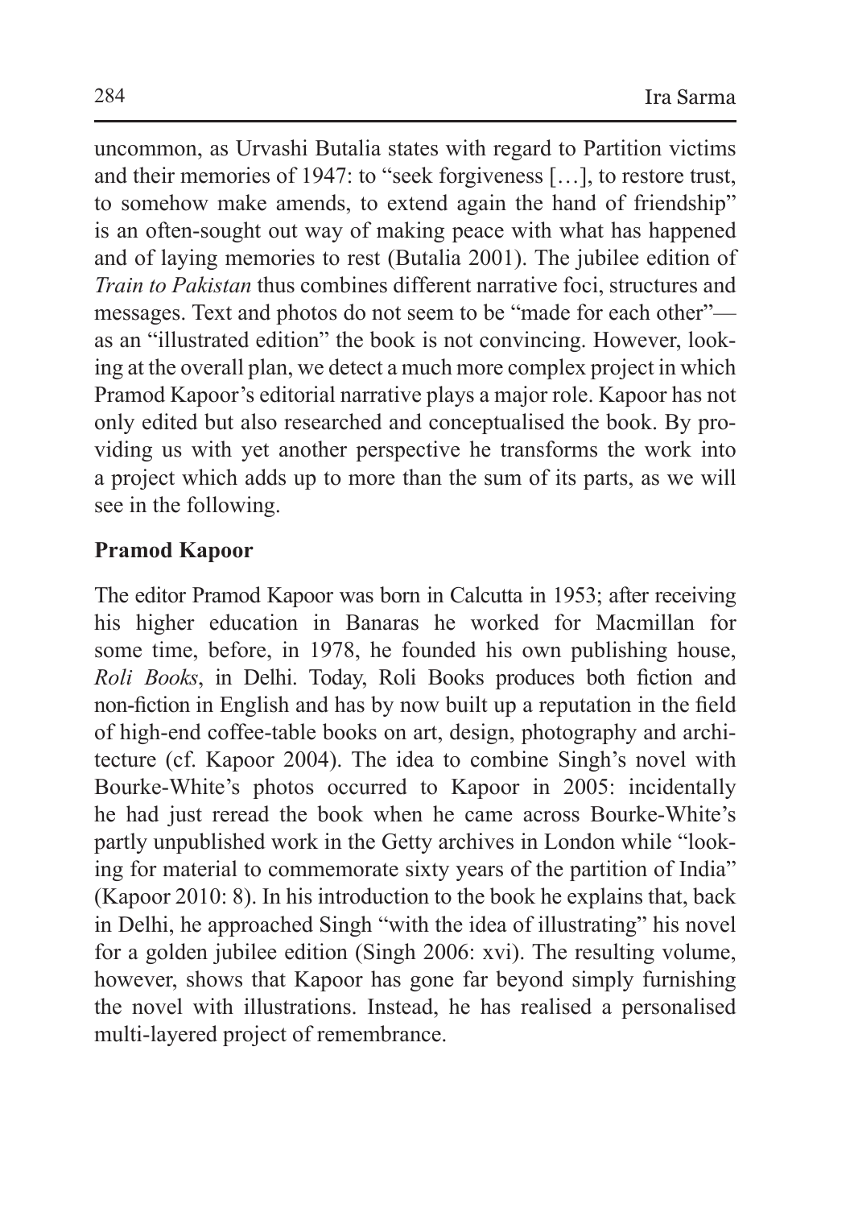uncommon, as Urvashi Butalia states with regard to Partition victims and their memories of 1947: to "seek forgiveness […], to restore trust, to somehow make amends, to extend again the hand of friendship" is an often-sought out way of making peace with what has happened and of laying memories to rest (Butalia 2001). The jubilee edition of *Train to Pakistan* thus combines different narrative foci, structures and messages. Text and photos do not seem to be "made for each other"—as an "illustrated edition" the book is not convincing. However, looking at the overall plan, we detect a much more complex project in which Pramod Kapoor's editorial narrative plays a major role. Kapoor has not only edited but also researched and conceptualised the book. By providing us with yet another perspective he transforms the work into a project which adds up to more than the sum of its parts, as we will see in the following.

**Pramod Kapoor**

The editor Pramod Kapoor was born in Calcutta in 1953; after receiving his higher education in Banaras he worked for Macmillan for some time, before, in 1978, he founded his own publishing house, *Roli Books*, in Delhi. Today, Roli Books produces both fiction and non-fiction in English and has by now built up a reputation in the field of high-end coffee-table books on art, design, photography and architecture (cf. Kapoor 2004). The idea to combine Singh's novel with Bourke-White's photos occurred to Kapoor in 2005: incidentally he had just reread the book when he came across Bourke-White's partly unpublished work in the Getty archives in London while "looking for material to commemorate sixty years of the partition of India" (Kapoor 2010: 8). In his introduction to the book he explains that, back in Delhi, he approached Singh "with the idea of illustrating" his novel for a golden jubilee edition (Singh 2006: xvi). The resulting volume, however, shows that Kapoor has gone far beyond simply furnishing the novel with illustrations. Instead, he has realised a personalised multi-layered project of remembrance.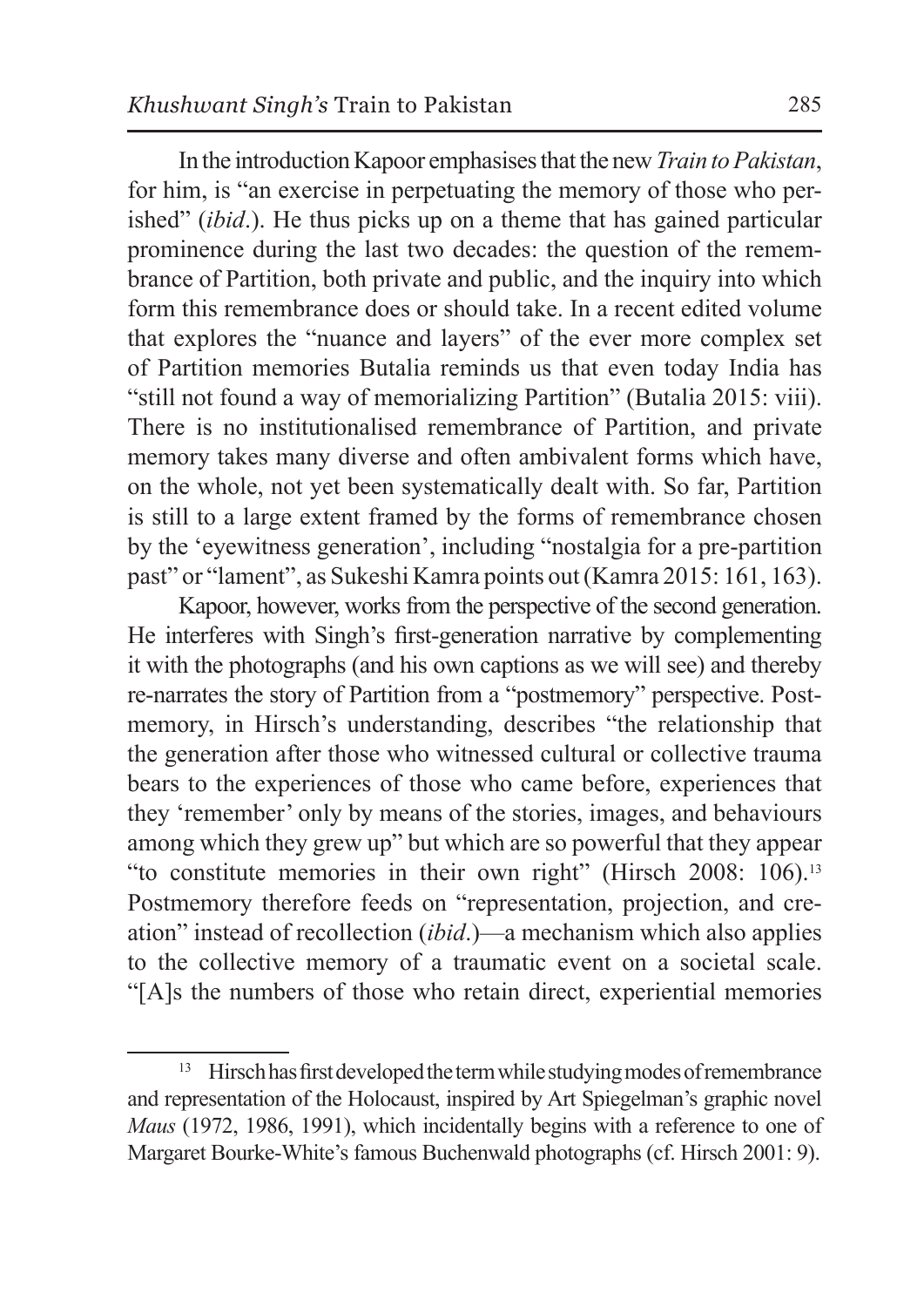In the introduction Kapoor emphasises that the new *Train to Pakistan*, for him, is "an exercise in perpetuating the memory of those who perished" (*ibid*.). He thus picks up on a theme that has gained particular prominence during the last two decades: the question of the remembrance of Partition, both private and public, and the inquiry into which form this remembrance does or should take. In a recent edited volume that explores the "nuance and layers" of the ever more complex set of Partition memories Butalia reminds us that even today India has "still not found a way of memorializing Partition" (Butalia 2015: viii). There is no institutionalised remembrance of Partition, and private memory takes many diverse and often ambivalent forms which have, on the whole, not yet been systematically dealt with. So far, Partition is still to a large extent framed by the forms of remembrance chosen by the 'eyewitness generation', including "nostalgia for a pre-partition past" or "lament", as Sukeshi Kamra points out (Kamra 2015: 161, 163).

Kapoor, however, works from the perspective of the second generation. He interferes with Singh's first-generation narrative by complementing it with the photographs (and his own captions as we will see) and thereby re-narrates the story of Partition from a "postmemory" perspective. Postmemory, in Hirsch's understanding, describes "the relationship that the generation after those who witnessed cultural or collective trauma bears to the experiences of those who came before, experiences that they 'remember' only by means of the stories, images, and behaviours among which they grew up" but which are so powerful that they appear "to constitute memories in their own right" (Hirsch 2008: 106).[13] Postmemory therefore feeds on "representation, projection, and creation" instead of recollection (*ibid*.)—a mechanism which also applies to the collective memory of a traumatic event on a societal scale. "[A]s the numbers of those who retain direct, experiential memories

---

[13] Hirsch has first developed the term while studying modes of remembrance and representation of the Holocaust, inspired by Art Spiegelman's graphic novel *Maus* (1972, 1986, 1991), which incidentally begins with a reference to one of Margaret Bourke-White's famous Buchenwald photographs (cf. Hirsch 2001: 9).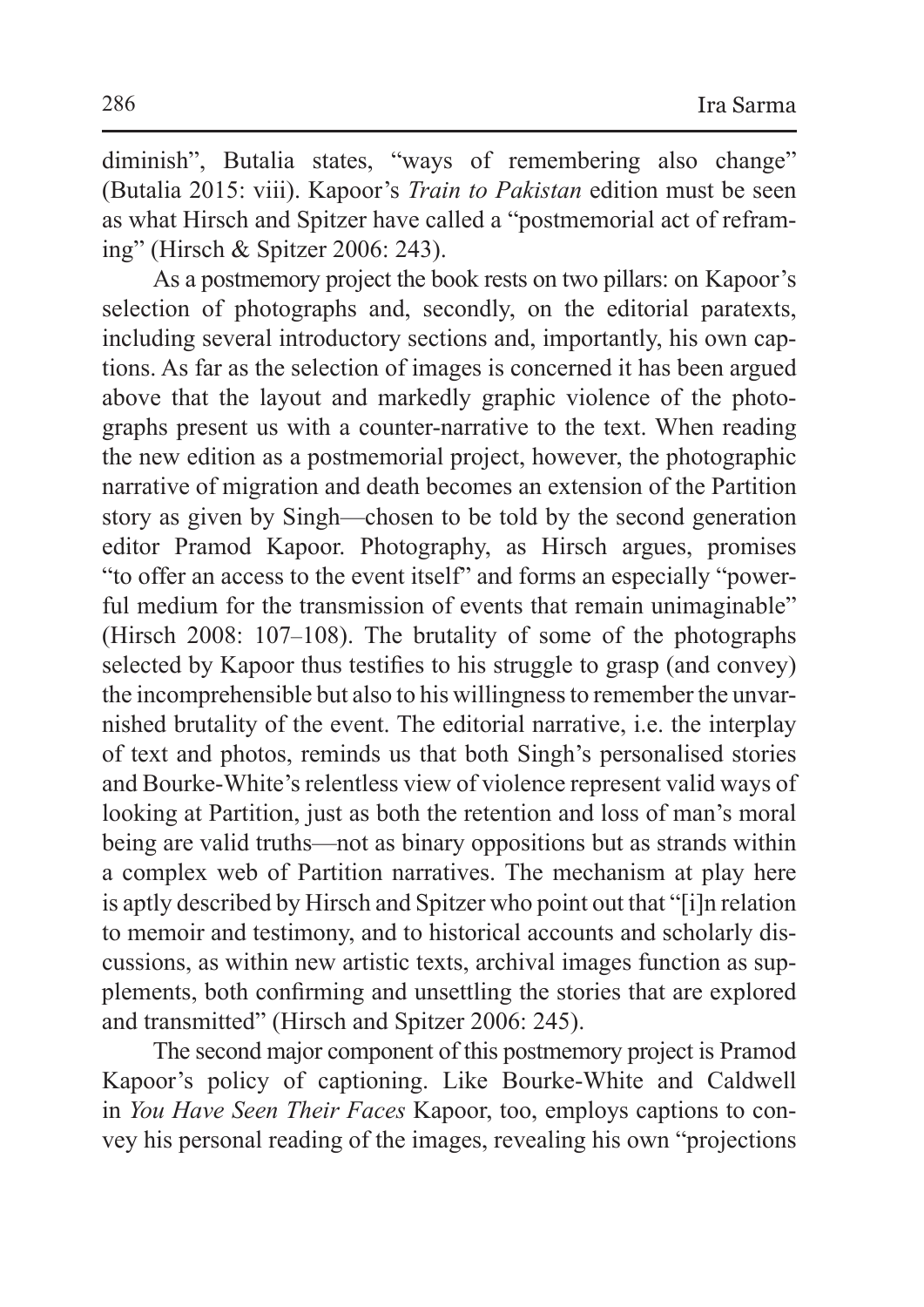diminish", Butalia states, "ways of remembering also change" (Butalia 2015: viii). Kapoor's *Train to Pakistan* edition must be seen as what Hirsch and Spitzer have called a "postmemorial act of reframing" (Hirsch & Spitzer 2006: 243).

As a postmemory project the book rests on two pillars: on Kapoor's selection of photographs and, secondly, on the editorial paratexts, including several introductory sections and, importantly, his own captions. As far as the selection of images is concerned it has been argued above that the layout and markedly graphic violence of the photographs present us with a counter-narrative to the text. When reading the new edition as a postmemorial project, however, the photographic narrative of migration and death becomes an extension of the Partition story as given by Singh—chosen to be told by the second generation editor Pramod Kapoor. Photography, as Hirsch argues, promises "to offer an access to the event itself" and forms an especially "powerful medium for the transmission of events that remain unimaginable" (Hirsch 2008: 107–108). The brutality of some of the photographs selected by Kapoor thus testifies to his struggle to grasp (and convey) the incomprehensible but also to his willingness to remember the unvarnished brutality of the event. The editorial narrative, i.e. the interplay of text and photos, reminds us that both Singh's personalised stories and Bourke-White's relentless view of violence represent valid ways of looking at Partition, just as both the retention and loss of man's moral being are valid truths—not as binary oppositions but as strands within a complex web of Partition narratives. The mechanism at play here is aptly described by Hirsch and Spitzer who point out that "[i]n relation to memoir and testimony, and to historical accounts and scholarly discussions, as within new artistic texts, archival images function as supplements, both confirming and unsettling the stories that are explored and transmitted" (Hirsch and Spitzer 2006: 245).

The second major component of this postmemory project is Pramod Kapoor's policy of captioning. Like Bourke-White and Caldwell in *You Have Seen Their Faces* Kapoor, too, employs captions to convey his personal reading of the images, revealing his own "projections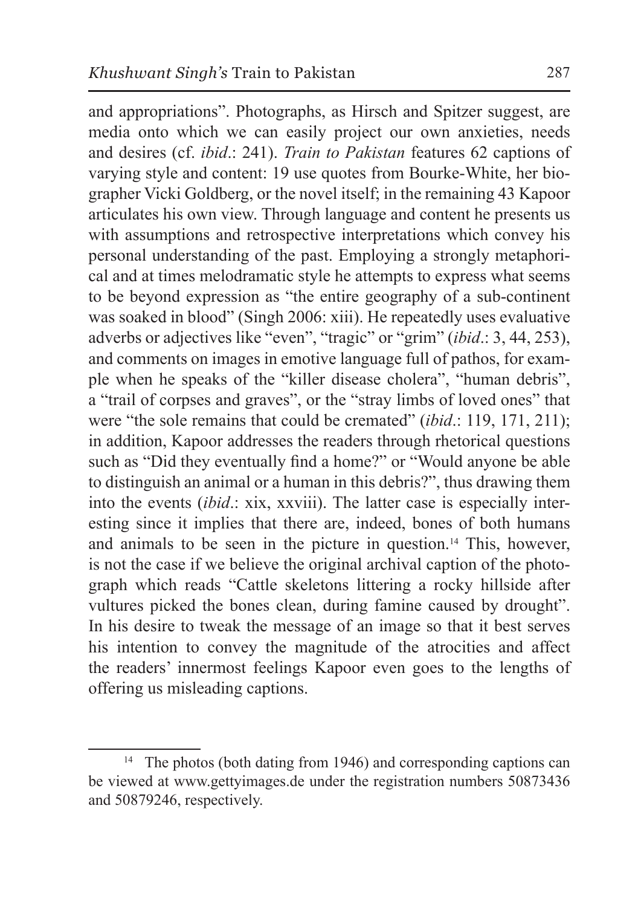and appropriations". Photographs, as Hirsch and Spitzer suggest, are media onto which we can easily project our own anxieties, needs and desires (cf. *ibid*.: 241). *Train to Pakistan* features 62 captions of varying style and content: 19 use quotes from Bourke-White, her biographer Vicki Goldberg, or the novel itself; in the remaining 43 Kapoor articulates his own view. Through language and content he presents us with assumptions and retrospective interpretations which convey his personal understanding of the past. Employing a strongly metaphorical and at times melodramatic style he attempts to express what seems to be beyond expression as "the entire geography of a sub-continent was soaked in blood" (Singh 2006: xiii). He repeatedly uses evaluative adverbs or adjectives like "even", "tragic" or "grim" (*ibid*.: 3, 44, 253), and comments on images in emotive language full of pathos, for example when he speaks of the "killer disease cholera", "human debris", a "trail of corpses and graves", or the "stray limbs of loved ones" that were "the sole remains that could be cremated" (*ibid*.: 119, 171, 211); in addition, Kapoor addresses the readers through rhetorical questions such as "Did they eventually find a home?" or "Would anyone be able to distinguish an animal or a human in this debris?", thus drawing them into the events (*ibid*.: xix, xxviii). The latter case is especially interesting since it implies that there are, indeed, bones of both humans and animals to be seen in the picture in question.[14] This, however, is not the case if we believe the original archival caption of the photograph which reads "Cattle skeletons littering a rocky hillside after vultures picked the bones clean, during famine caused by drought". In his desire to tweak the message of an image so that it best serves his intention to convey the magnitude of the atrocities and affect the readers' innermost feelings Kapoor even goes to the lengths of offering us misleading captions.

[14] The photos (both dating from 1946) and corresponding captions can be viewed at www.gettyimages.de under the registration numbers 50873436 and 50879246, respectively.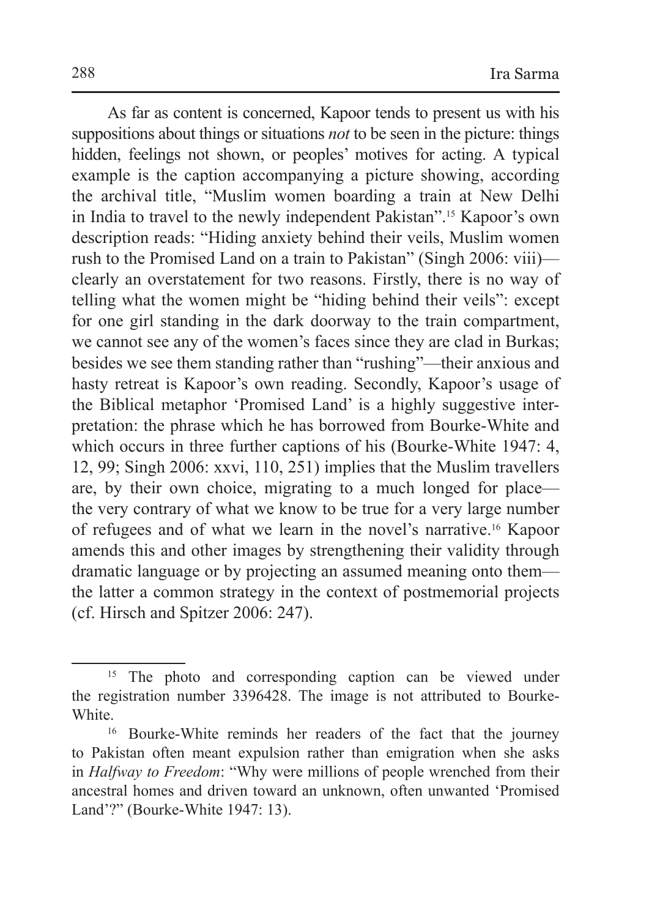As far as content is concerned, Kapoor tends to present us with his suppositions about things or situations *not* to be seen in the picture: things hidden, feelings not shown, or peoples' motives for acting. A typical example is the caption accompanying a picture showing, according the archival title, "Muslim women boarding a train at New Delhi in India to travel to the newly independent Pakistan".[15] Kapoor's own description reads: "Hiding anxiety behind their veils, Muslim women rush to the Promised Land on a train to Pakistan" (Singh 2006: viii)—clearly an overstatement for two reasons. Firstly, there is no way of telling what the women might be "hiding behind their veils": except for one girl standing in the dark doorway to the train compartment, we cannot see any of the women's faces since they are clad in Burkas; besides we see them standing rather than "rushing"—their anxious and hasty retreat is Kapoor's own reading. Secondly, Kapoor's usage of the Biblical metaphor 'Promised Land' is a highly suggestive interpretation: the phrase which he has borrowed from Bourke-White and which occurs in three further captions of his (Bourke-White 1947: 4, 12, 99; Singh 2006: xxvi, 110, 251) implies that the Muslim travellers are, by their own choice, migrating to a much longed for place—the very contrary of what we know to be true for a very large number of refugees and of what we learn in the novel's narrative.[16] Kapoor amends this and other images by strengthening their validity through dramatic language or by projecting an assumed meaning onto them—the latter a common strategy in the context of postmemorial projects (cf. Hirsch and Spitzer 2006: 247).

---

[15] The photo and corresponding caption can be viewed under the registration number 3396428. The image is not attributed to Bourke-White.

[16] Bourke-White reminds her readers of the fact that the journey to Pakistan often meant expulsion rather than emigration when she asks in *Halfway to Freedom*: "Why were millions of people wrenched from their ancestral homes and driven toward an unknown, often unwanted 'Promised Land'?" (Bourke-White 1947: 13).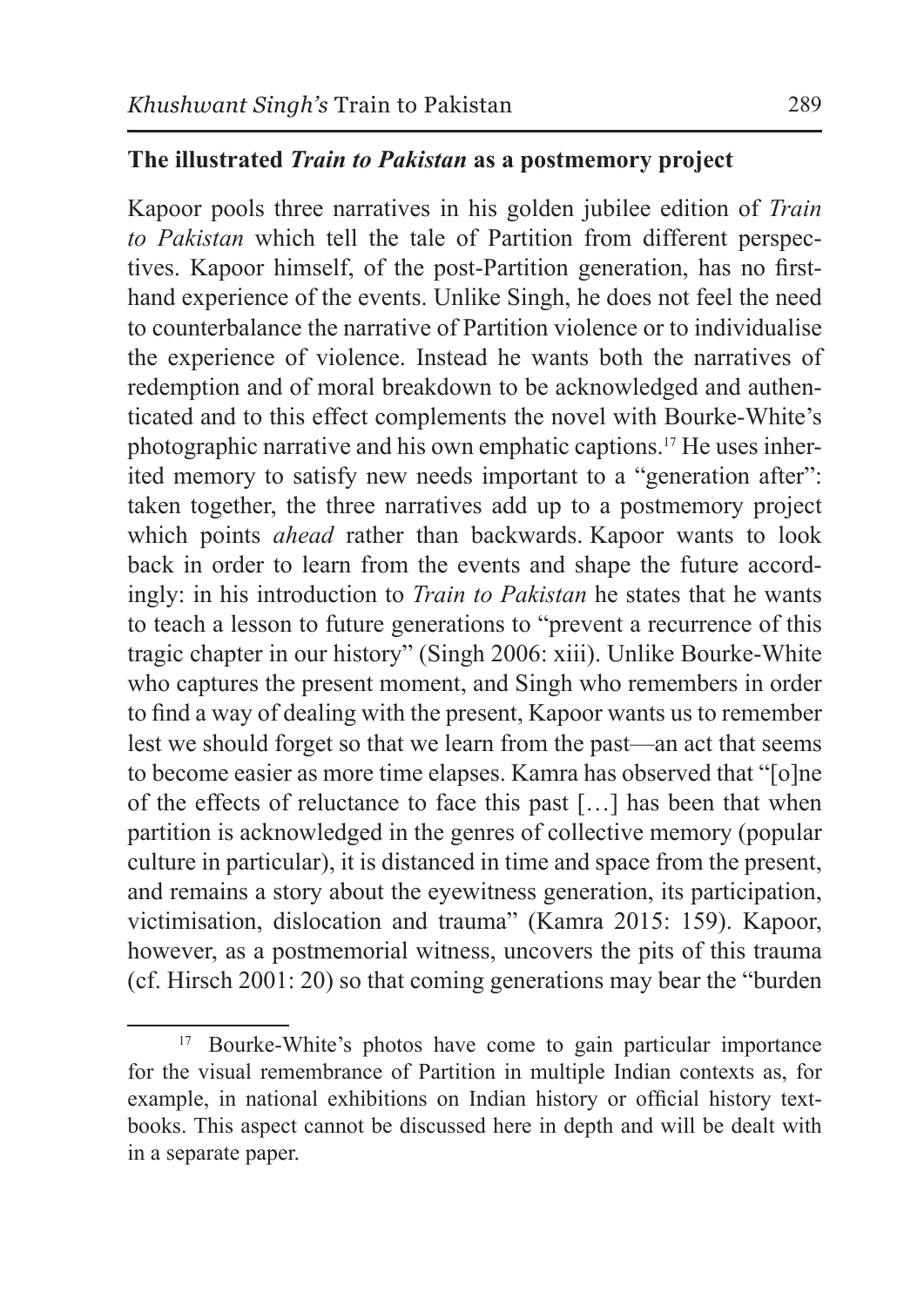## The illustrated *Train to Pakistan* as a postmemory project

Kapoor pools three narratives in his golden jubilee edition of *Train to Pakistan* which tell the tale of Partition from different perspectives. Kapoor himself, of the post-Partition generation, has no first-hand experience of the events. Unlike Singh, he does not feel the need to counterbalance the narrative of Partition violence or to individualise the experience of violence. Instead he wants both the narratives of redemption and of moral breakdown to be acknowledged and authenticated and to this effect complements the novel with Bourke-White's photographic narrative and his own emphatic captions.[17] He uses inherited memory to satisfy new needs important to a "generation after": taken together, the three narratives add up to a postmemory project which points *ahead* rather than backwards. Kapoor wants to look back in order to learn from the events and shape the future accordingly: in his introduction to *Train to Pakistan* he states that he wants to teach a lesson to future generations to "prevent a recurrence of this tragic chapter in our history" (Singh 2006: xiii). Unlike Bourke-White who captures the present moment, and Singh who remembers in order to find a way of dealing with the present, Kapoor wants us to remember lest we should forget so that we learn from the past—an act that seems to become easier as more time elapses. Kamra has observed that "[o]ne of the effects of reluctance to face this past […] has been that when partition is acknowledged in the genres of collective memory (popular culture in particular), it is distanced in time and space from the present, and remains a story about the eyewitness generation, its participation, victimisation, dislocation and trauma" (Kamra 2015: 159). Kapoor, however, as a postmemorial witness, uncovers the pits of this trauma (cf. Hirsch 2001: 20) so that coming generations may bear the "burden

[17] Bourke-White's photos have come to gain particular importance for the visual remembrance of Partition in multiple Indian contexts as, for example, in national exhibitions on Indian history or official history textbooks. This aspect cannot be discussed here in depth and will be dealt with in a separate paper.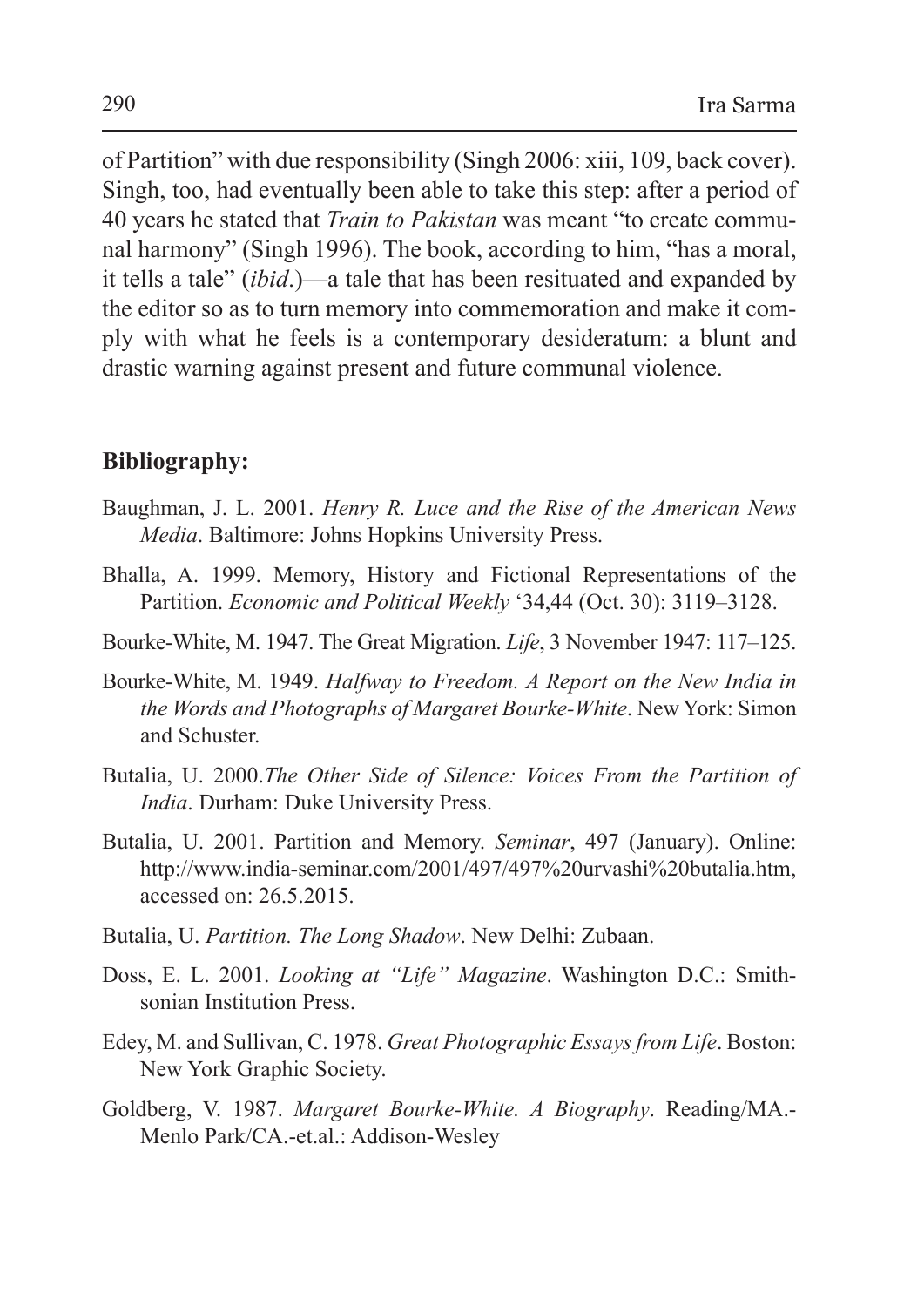of Partition" with due responsibility (Singh 2006: xiii, 109, back cover). Singh, too, had eventually been able to take this step: after a period of 40 years he stated that *Train to Pakistan* was meant "to create communal harmony" (Singh 1996). The book, according to him, "has a moral, it tells a tale" (*ibid*.)—a tale that has been resituated and expanded by the editor so as to turn memory into commemoration and make it comply with what he feels is a contemporary desideratum: a blunt and drastic warning against present and future communal violence.

## Bibliography:

Baughman, J. L. 2001. *Henry R. Luce and the Rise of the American News Media*. Baltimore: Johns Hopkins University Press.

Bhalla, A. 1999. Memory, History and Fictional Representations of the Partition. *Economic and Political Weekly* '34,44 (Oct. 30): 3119–3128.

Bourke-White, M. 1947. The Great Migration. *Life*, 3 November 1947: 117–125.

Bourke-White, M. 1949. *Halfway to Freedom. A Report on the New India in the Words and Photographs of Margaret Bourke-White*. New York: Simon and Schuster.

Butalia, U. 2000.*The Other Side of Silence: Voices From the Partition of India*. Durham: Duke University Press.

Butalia, U. 2001. Partition and Memory. *Seminar*, 497 (January). Online: http://www.india-seminar.com/2001/497/497%20urvashi%20butalia.htm, accessed on: 26.5.2015.

Butalia, U. *Partition. The Long Shadow*. New Delhi: Zubaan.

Doss, E. L. 2001. *Looking at "Life" Magazine*. Washington D.C.: Smithsonian Institution Press.

Edey, M. and Sullivan, C. 1978. *Great Photographic Essays from Life*. Boston: New York Graphic Society.

Goldberg, V. 1987. *Margaret Bourke-White. A Biography*. Reading/MA.-Menlo Park/CA.-et.al.: Addison-Wesley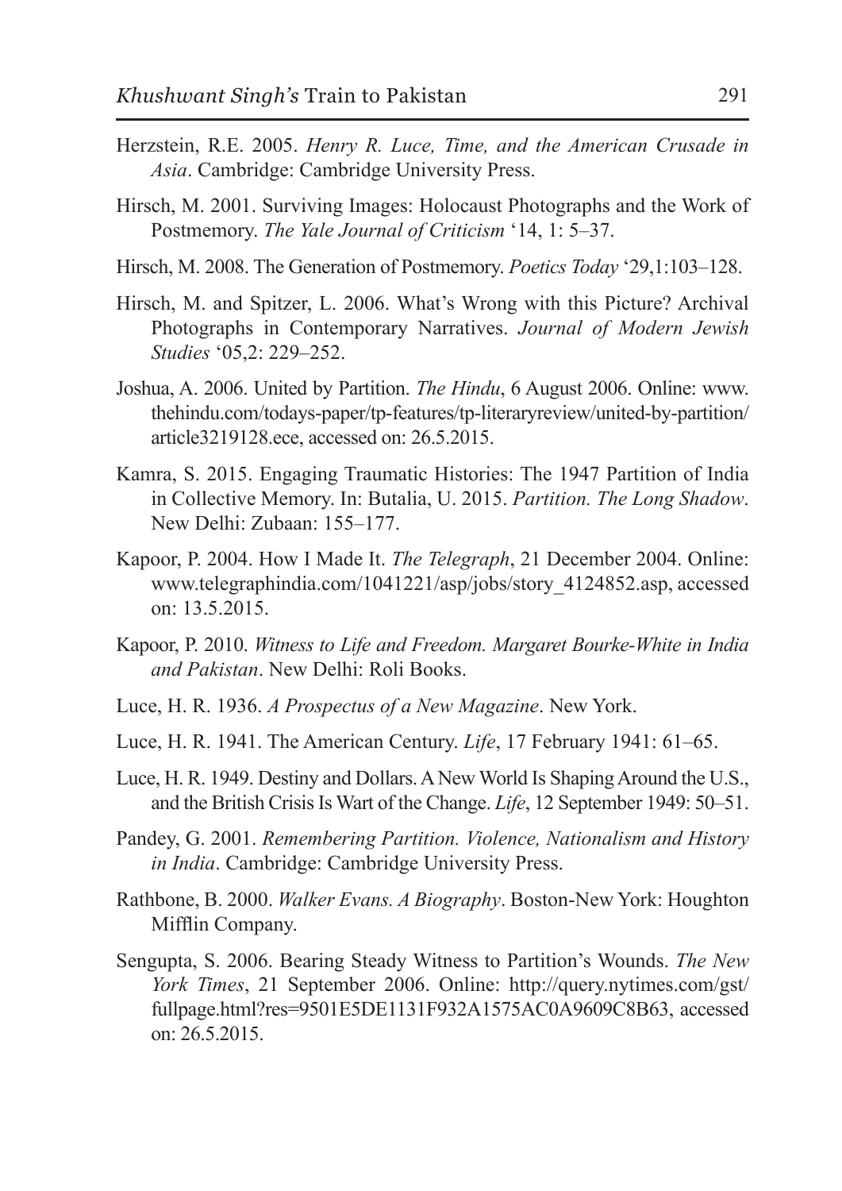Herzstein, R.E. 2005. *Henry R. Luce, Time, and the American Crusade in Asia*. Cambridge: Cambridge University Press.

Hirsch, M. 2001. Surviving Images: Holocaust Photographs and the Work of Postmemory. *The Yale Journal of Criticism* '14, 1: 5–37.

Hirsch, M. 2008. The Generation of Postmemory. *Poetics Today* '29,1:103–128.

Hirsch, M. and Spitzer, L. 2006. What's Wrong with this Picture? Archival Photographs in Contemporary Narratives. *Journal of Modern Jewish Studies* '05,2: 229–252.

Joshua, A. 2006. United by Partition. *The Hindu*, 6 August 2006. Online: www.thehindu.com/todays-paper/tp-features/tp-literaryreview/united-by-partition/article3219128.ece, accessed on: 26.5.2015.

Kamra, S. 2015. Engaging Traumatic Histories: The 1947 Partition of India in Collective Memory. In: Butalia, U. 2015. *Partition. The Long Shadow*. New Delhi: Zubaan: 155–177.

Kapoor, P. 2004. How I Made It. *The Telegraph*, 21 December 2004. Online: www.telegraphindia.com/1041221/asp/jobs/story_4124852.asp, accessed on: 13.5.2015.

Kapoor, P. 2010. *Witness to Life and Freedom. Margaret Bourke-White in India and Pakistan*. New Delhi: Roli Books.

Luce, H. R. 1936. *A Prospectus of a New Magazine*. New York.

Luce, H. R. 1941. The American Century. *Life*, 17 February 1941: 61–65.

Luce, H. R. 1949. Destiny and Dollars. A New World Is Shaping Around the U.S., and the British Crisis Is Wart of the Change. *Life*, 12 September 1949: 50–51.

Pandey, G. 2001. *Remembering Partition. Violence, Nationalism and History in India*. Cambridge: Cambridge University Press.

Rathbone, B. 2000. *Walker Evans. A Biography*. Boston-New York: Houghton Mifflin Company.

Sengupta, S. 2006. Bearing Steady Witness to Partition's Wounds. *The New York Times*, 21 September 2006. Online: http://query.nytimes.com/gst/fullpage.html?res=9501E5DE1131F932A1575AC0A9609C8B63, accessed on: 26.5.2015.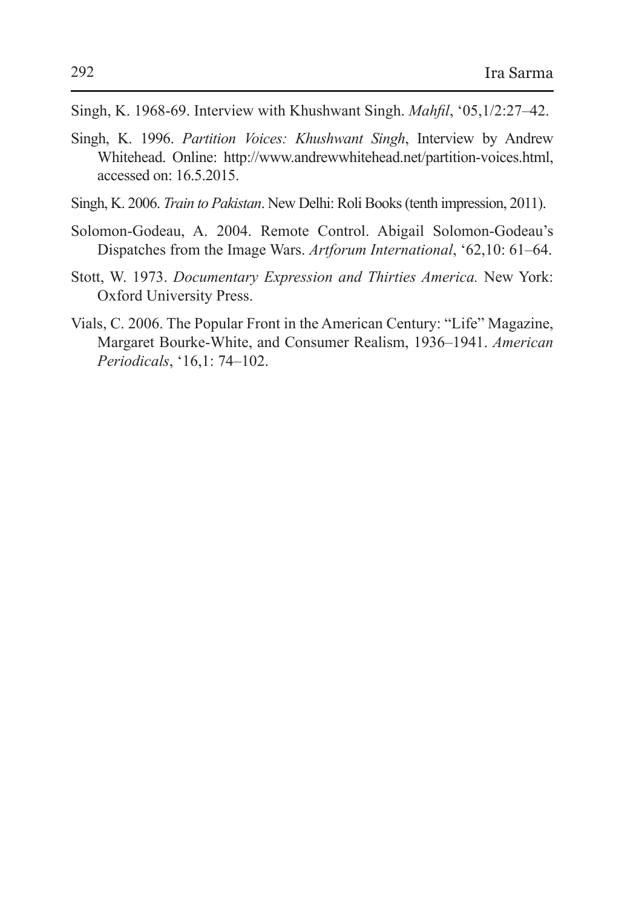Singh, K. 1968-69. Interview with Khushwant Singh. *Mahfil*, '05,1/2:27–42.

Singh, K. 1996. *Partition Voices: Khushwant Singh*, Interview by Andrew Whitehead. Online: http://www.andrewwhitehead.net/partition-voices.html, accessed on: 16.5.2015.

Singh, K. 2006. *Train to Pakistan*. New Delhi: Roli Books (tenth impression, 2011).

Solomon-Godeau, A. 2004. Remote Control. Abigail Solomon-Godeau's Dispatches from the Image Wars. *Artforum International*, '62,10: 61–64.

Stott, W. 1973. *Documentary Expression and Thirties America.* New York: Oxford University Press.

Vials, C. 2006. The Popular Front in the American Century: "Life" Magazine, Margaret Bourke-White, and Consumer Realism, 1936–1941. *American Periodicals*, '16,1: 74–102.